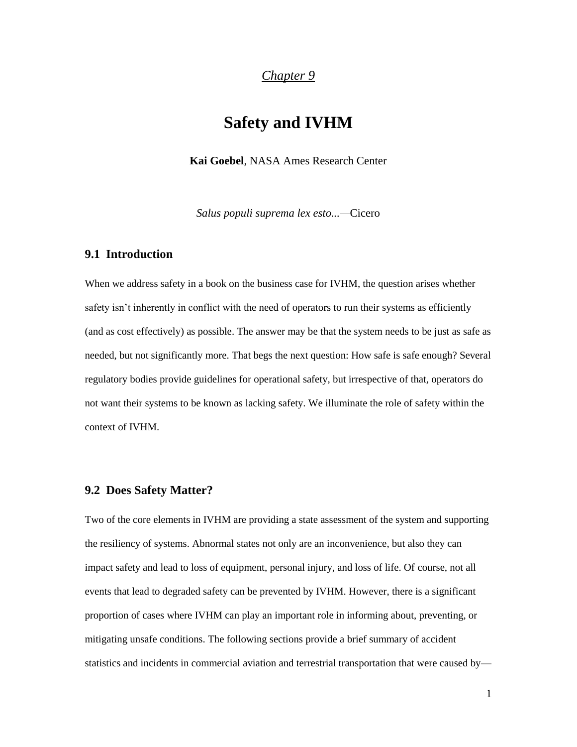*Chapter 9*

# Safety and IVHM

**Kai Goebel**, NASA Ames Research Center

*Salus populi suprema lex esto*...—Cicero

## 9.1 Introduction

When we address safety in a book on the business case for IVHM, the question arises whether safety isn't inherently in conflict with the need of operators to run their systems as efficiently (and as cost effectively) as possible. The answer may be that the system needs to be just as safe as needed, but not significantly more. That begs the next question: How safe is safe enough? Several regulatory bodies provide guidelines for operational safety, but irrespective of that, operators do not want their systems to be known as lacking safety. We illuminate the role of safety within the context of IVHM.

## 9.2 Does Safety Matter?

Two of the core elements in IVHM are providing a state assessment of the system and supporting the resiliency of systems. Abnormal states not only are an inconvenience, but also they can impact safety and lead to loss of equipment, personal injury, and loss of life. Of course, not all events that lead to degraded safety can be prevented by IVHM. However, there is a significant proportion of cases where IVHM can play an important role in informing about, preventing, or mitigating unsafe conditions. The following sections provide a brief summary of accident statistics and incidents in commercial aviation and terrestrial transportation that were caused by—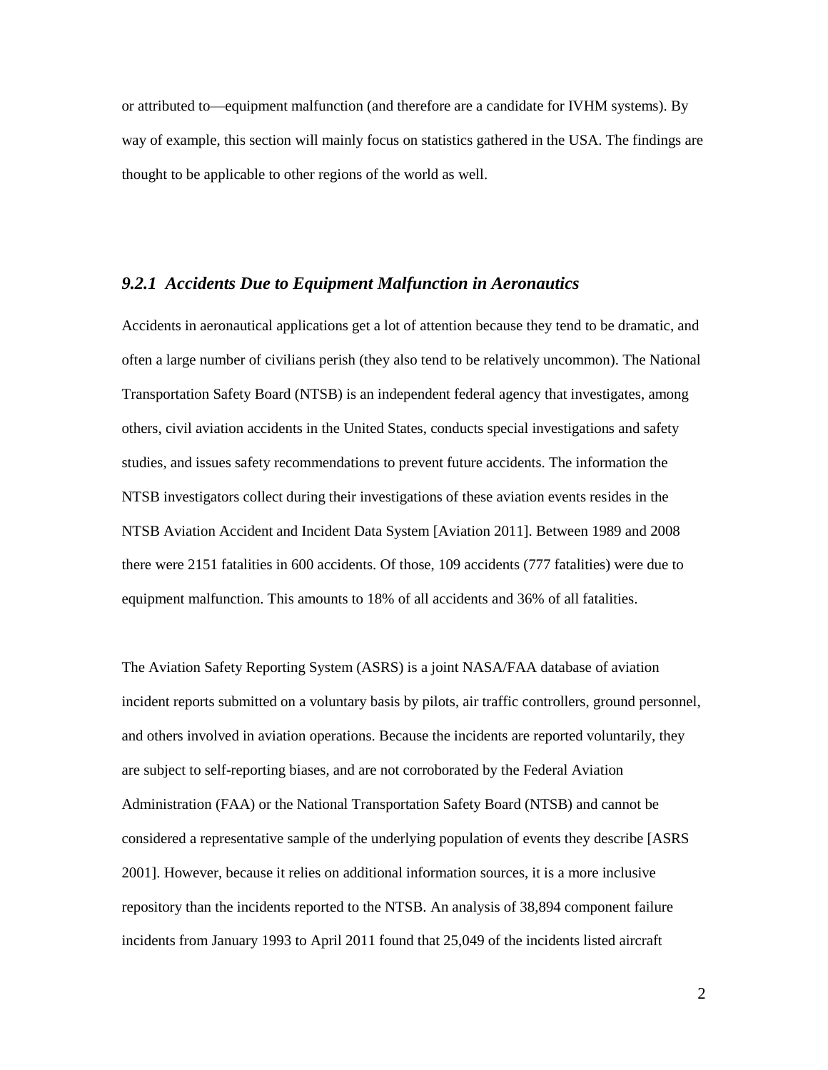or attributed to—equipment malfunction (and therefore are a candidate for IVHM systems). By way of example, this section will mainly focus on statistics gathered in the USA. The findings are thought to be applicable to other regions of the world as well.

### *9.2.1 Accidents Due to Equipment Malfunction in Aeronautics*

Accidents in aeronautical applications get a lot of attention because they tend to be dramatic, and often a large number of civilians perish (they also tend to be relatively uncommon). The National Transportation Safety Board (NTSB) is an independent federal agency that investigates, among others, civil aviation accidents in the United States, conducts special investigations and safety studies, and issues safety recommendations to prevent future accidents. The information the NTSB investigators collect during their investigations of these aviation events resides in the NTSB Aviation Accident and Incident Data System [Aviation 2011]. Between 1989 and 2008 there were 2151 fatalities in 600 accidents. Of those, 109 accidents (777 fatalities) were due to equipment malfunction. This amounts to 18% of all accidents and 36% of all fatalities.

The Aviation Safety Reporting System (ASRS) is a joint NASA/FAA database of aviation incident reports submitted on a voluntary basis by pilots, air traffic controllers, ground personnel, and others involved in aviation operations. Because the incidents are reported voluntarily, they are subject to self-reporting biases, and are not corroborated by the Federal Aviation Administration (FAA) or the National Transportation Safety Board (NTSB) and cannot be considered a representative sample of the underlying population of events they describe [ASRS 2001]. However, because it relies on additional information sources, it is a more inclusive repository than the incidents reported to the NTSB. An analysis of 38,894 component failure incidents from January 1993 to April 2011 found that 25,049 of the incidents listed aircraft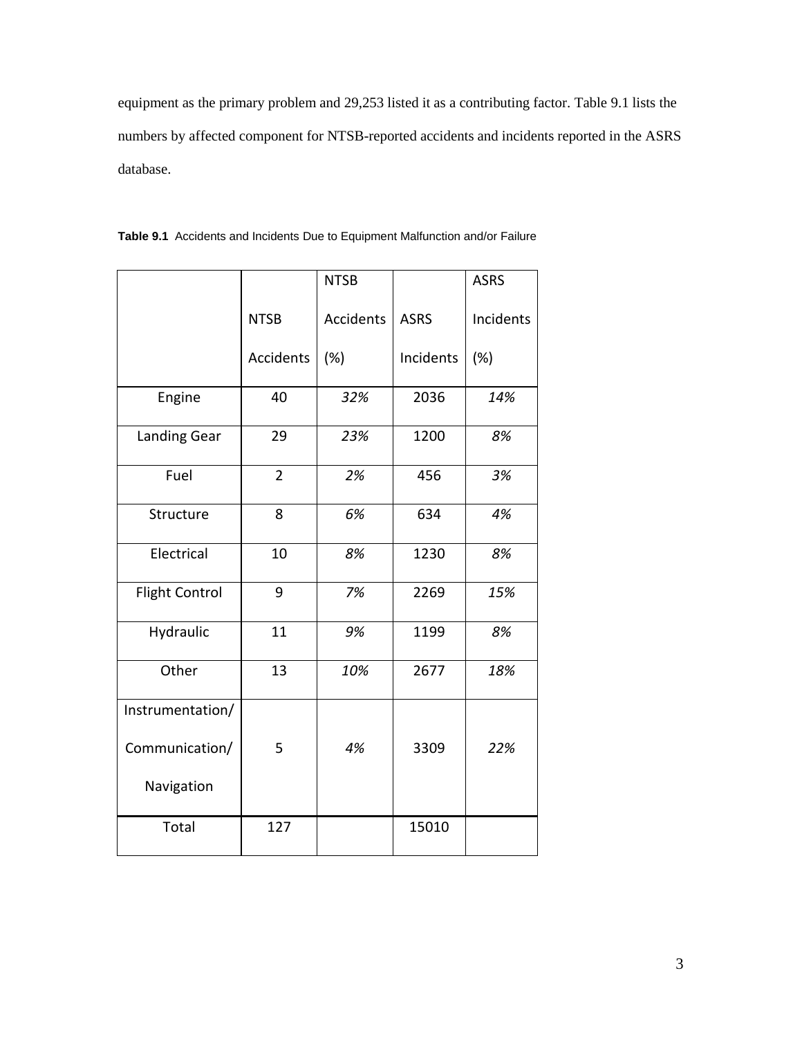equipment as the primary problem and 29,253 listed it as a contributing factor. Table 9.1 lists the numbers by affected component for NTSB-reported accidents and incidents reported in the ASRS database.

**Table 9.1** Accidents and Incidents Due to Equipment Malfunction and/or Failure

| | NTSB Accidents | NTSB Accidents (%) | ASRS Incidents | ASRS Incidents (%) |
|---|---|---|---|---|
| Engine | 40 | *32%* | 2036 | *14%* |
| Landing Gear | 29 | *23%* | 1200 | *8%* |
| Fuel | 2 | *2%* | 456 | *3%* |
| Structure | 8 | *6%* | 634 | *4%* |
| Electrical | 10 | *8%* | 1230 | *8%* |
| Flight Control | 9 | *7%* | 2269 | *15%* |
| Hydraulic | 11 | *9%* | 1199 | *8%* |
| Other | 13 | *10%* | 2677 | *18%* |
| Instrumentation/ Communication/ Navigation | 5 | *4%* | 3309 | *22%* |
| Total | 127 | | 15010 | |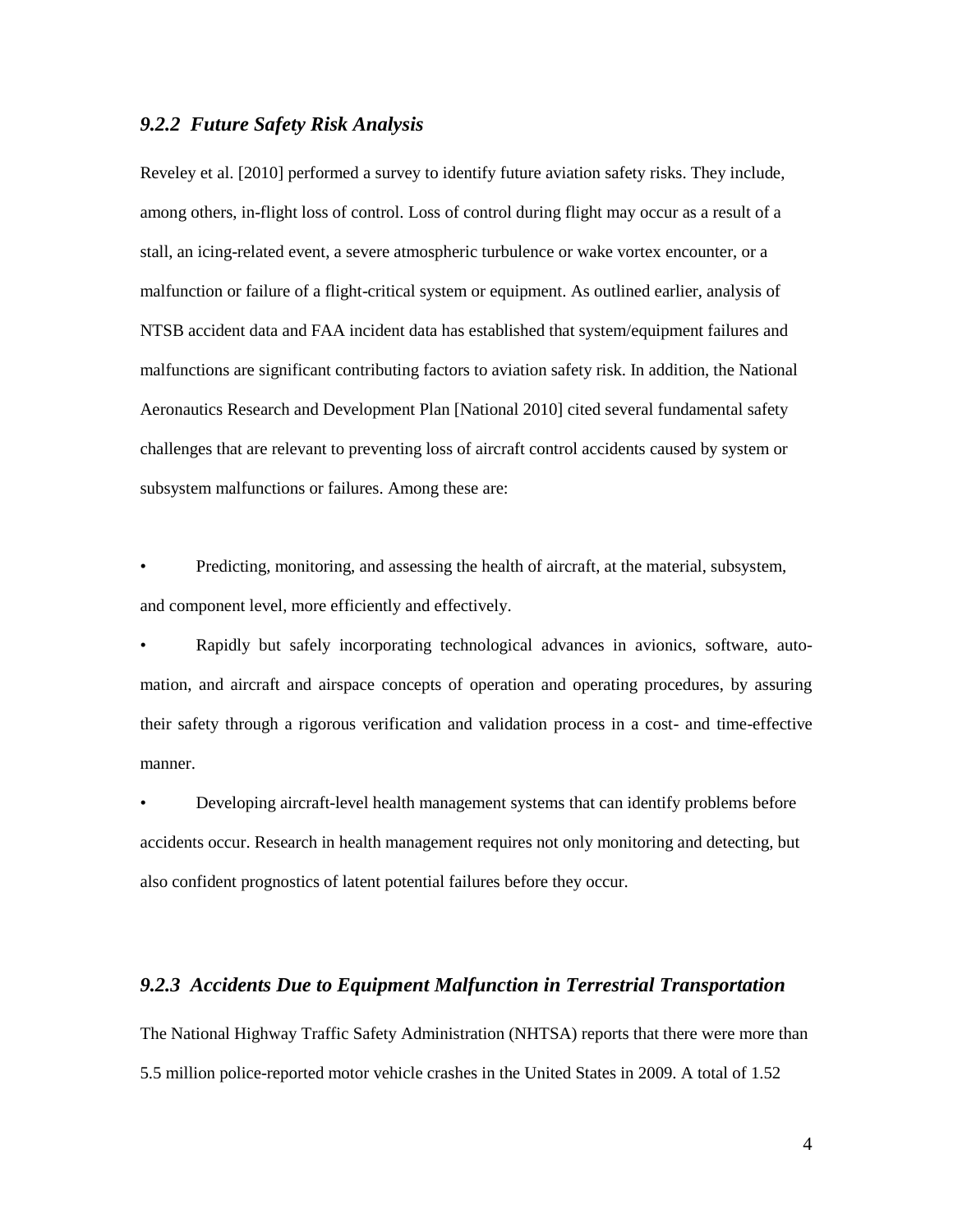### *9.2.2 Future Safety Risk Analysis*

Reveley et al. [2010] performed a survey to identify future aviation safety risks. They include, among others, in-flight loss of control. Loss of control during flight may occur as a result of a stall, an icing-related event, a severe atmospheric turbulence or wake vortex encounter, or a malfunction or failure of a flight-critical system or equipment. As outlined earlier, analysis of NTSB accident data and FAA incident data has established that system/equipment failures and malfunctions are significant contributing factors to aviation safety risk. In addition, the National Aeronautics Research and Development Plan [National 2010] cited several fundamental safety challenges that are relevant to preventing loss of aircraft control accidents caused by system or subsystem malfunctions or failures. Among these are:

- Predicting, monitoring, and assessing the health of aircraft, at the material, subsystem, and component level, more efficiently and effectively.
- Rapidly but safely incorporating technological advances in avionics, software, automation, and aircraft and airspace concepts of operation and operating procedures, by assuring their safety through a rigorous verification and validation process in a cost- and time-effective manner.
- Developing aircraft-level health management systems that can identify problems before accidents occur. Research in health management requires not only monitoring and detecting, but also confident prognostics of latent potential failures before they occur.

### *9.2.3 Accidents Due to Equipment Malfunction in Terrestrial Transportation*

The National Highway Traffic Safety Administration (NHTSA) reports that there were more than 5.5 million police-reported motor vehicle crashes in the United States in 2009. A total of 1.52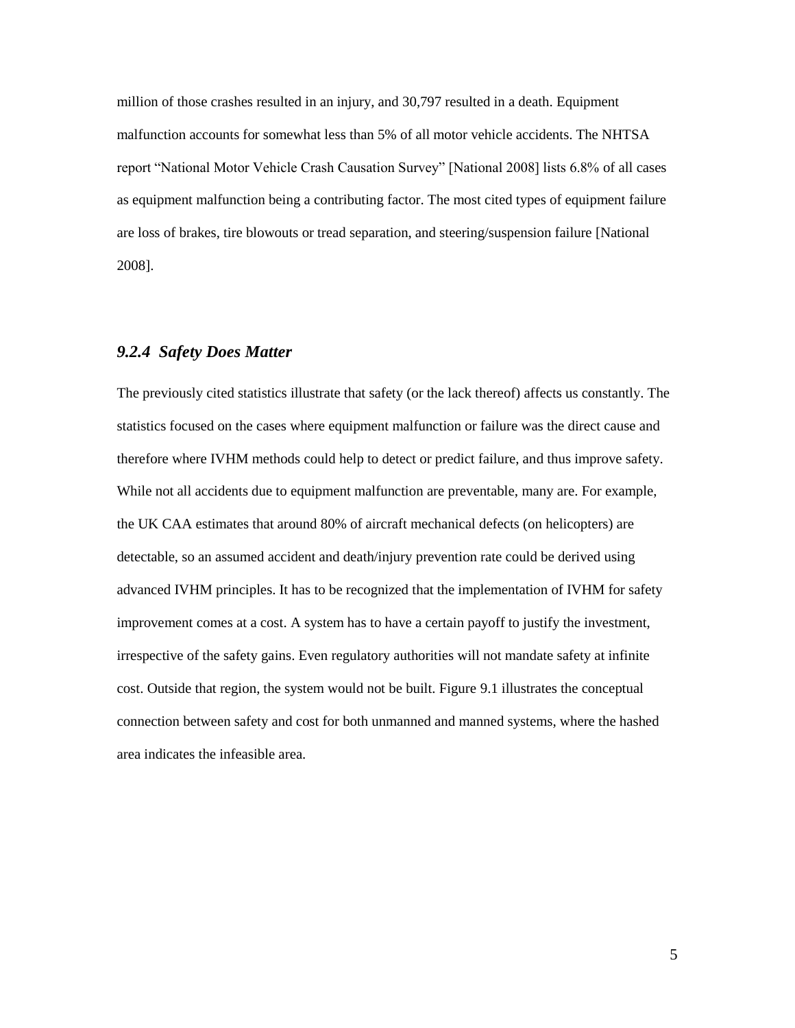million of those crashes resulted in an injury, and 30,797 resulted in a death. Equipment malfunction accounts for somewhat less than 5% of all motor vehicle accidents. The NHTSA report "National Motor Vehicle Crash Causation Survey" [National 2008] lists 6.8% of all cases as equipment malfunction being a contributing factor. The most cited types of equipment failure are loss of brakes, tire blowouts or tread separation, and steering/suspension failure [National 2008].

### *9.2.4 Safety Does Matter*

The previously cited statistics illustrate that safety (or the lack thereof) affects us constantly. The statistics focused on the cases where equipment malfunction or failure was the direct cause and therefore where IVHM methods could help to detect or predict failure, and thus improve safety. While not all accidents due to equipment malfunction are preventable, many are. For example, the UK CAA estimates that around 80% of aircraft mechanical defects (on helicopters) are detectable, so an assumed accident and death/injury prevention rate could be derived using advanced IVHM principles. It has to be recognized that the implementation of IVHM for safety improvement comes at a cost. A system has to have a certain payoff to justify the investment, irrespective of the safety gains. Even regulatory authorities will not mandate safety at infinite cost. Outside that region, the system would not be built. Figure 9.1 illustrates the conceptual connection between safety and cost for both unmanned and manned systems, where the hashed area indicates the infeasible area.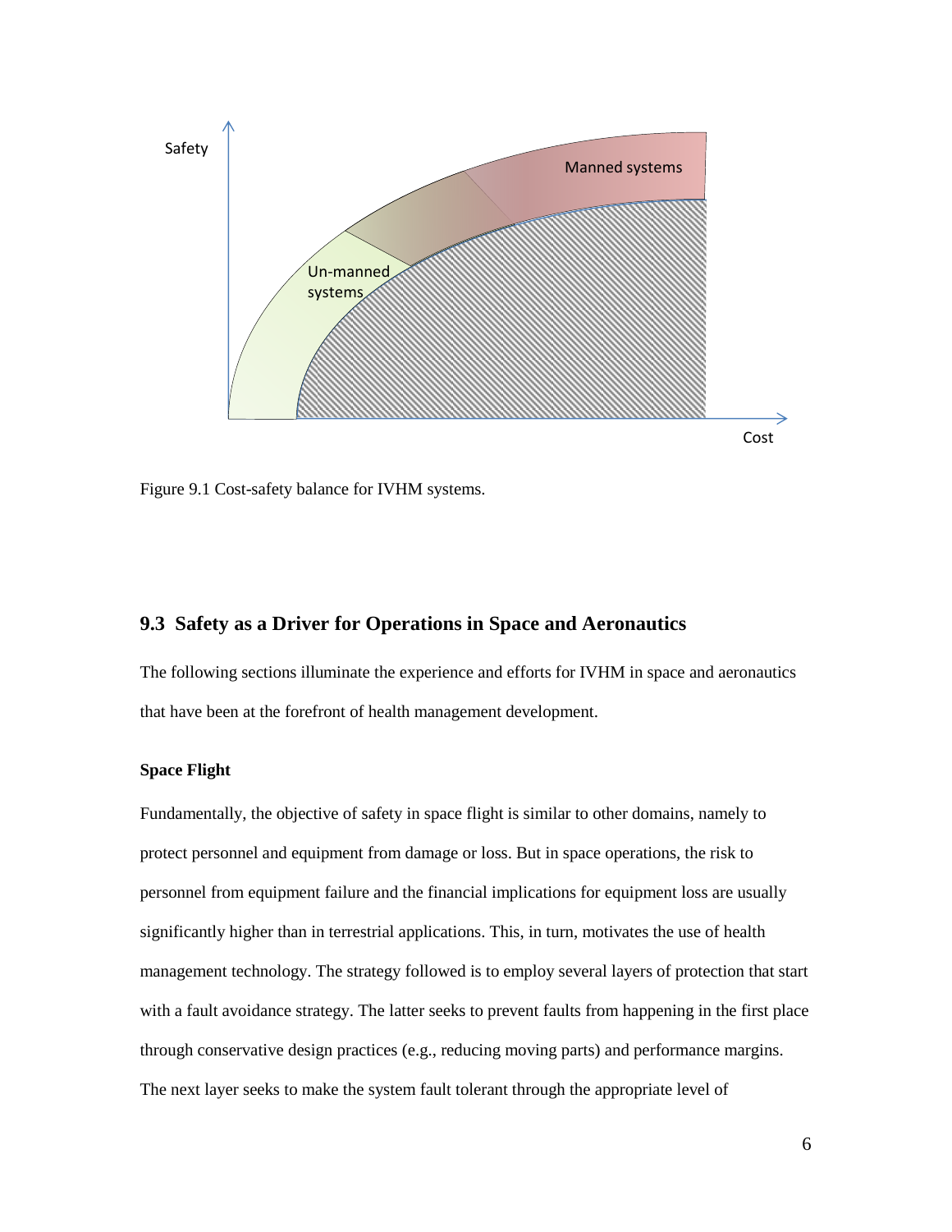Figure 9.1 Cost-safety balance for IVHM systems.

## 9.3 Safety as a Driver for Operations in Space and Aeronautics

The following sections illuminate the experience and efforts for IVHM in space and aeronautics that have been at the forefront of health management development.

**Space Flight**

Fundamentally, the objective of safety in space flight is similar to other domains, namely to protect personnel and equipment from damage or loss. But in space operations, the risk to personnel from equipment failure and the financial implications for equipment loss are usually significantly higher than in terrestrial applications. This, in turn, motivates the use of health management technology. The strategy followed is to employ several layers of protection that start with a fault avoidance strategy. The latter seeks to prevent faults from happening in the first place through conservative design practices (e.g., reducing moving parts) and performance margins. The next layer seeks to make the system fault tolerant through the appropriate level of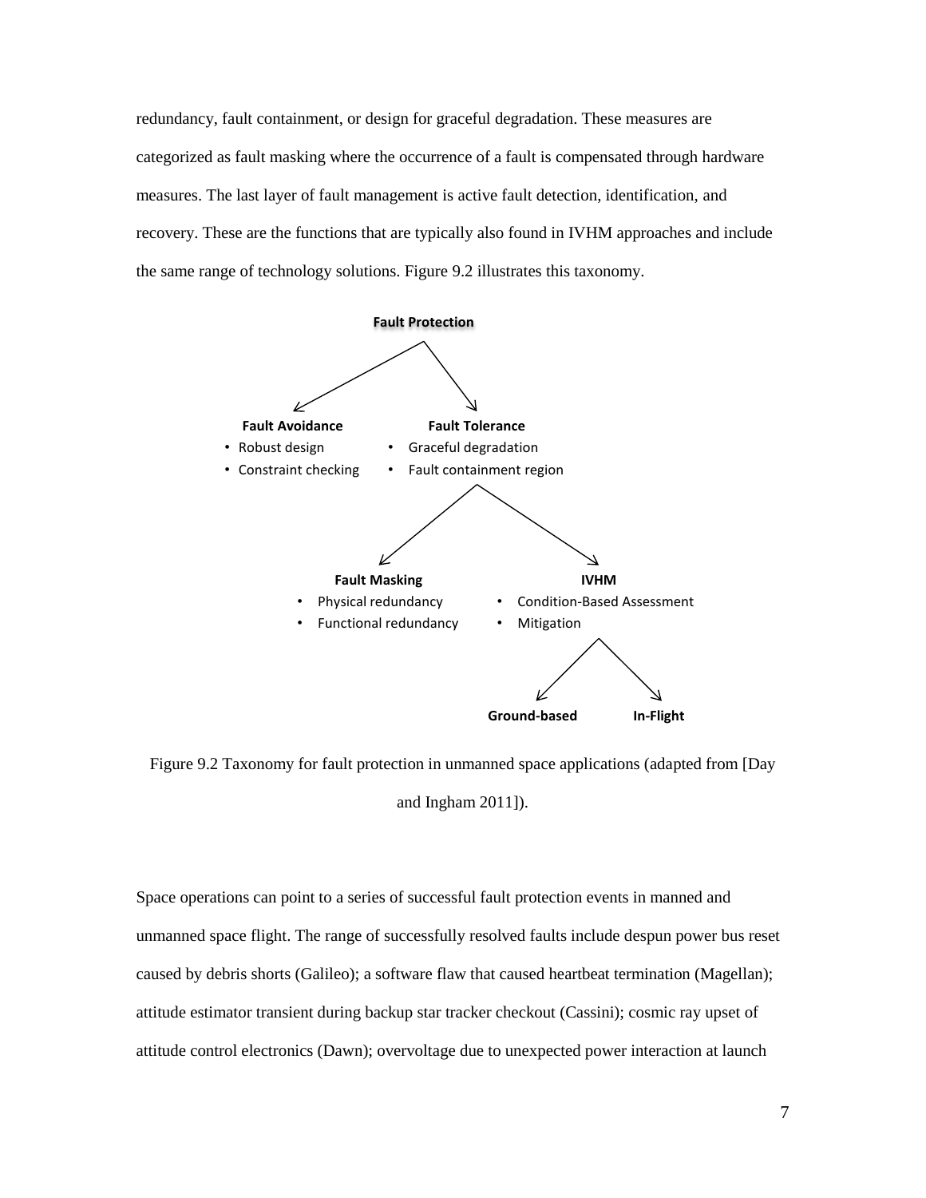redundancy, fault containment, or design for graceful degradation. These measures are categorized as fault masking where the occurrence of a fault is compensated through hardware measures. The last layer of fault management is active fault detection, identification, and recovery. These are the functions that are typically also found in IVHM approaches and include the same range of technology solutions. Figure 9.2 illustrates this taxonomy.

**Fault Protection**

- **Fault Avoidance**
  - Robust design
  - Constraint checking
- **Fault Tolerance**
  - Graceful degradation
  - Fault containment region
  - **Fault Masking**
    - Physical redundancy
    - Functional redundancy
  - **IVHM**
    - Condition-Based Assessment
    - Mitigation
    - **Ground-based**
    - **In-Flight**

Figure 9.2 Taxonomy for fault protection in unmanned space applications (adapted from [Day and Ingham 2011]).

Space operations can point to a series of successful fault protection events in manned and unmanned space flight. The range of successfully resolved faults include despun power bus reset caused by debris shorts (Galileo); a software flaw that caused heartbeat termination (Magellan); attitude estimator transient during backup star tracker checkout (Cassini); cosmic ray upset of attitude control electronics (Dawn); overvoltage due to unexpected power interaction at launch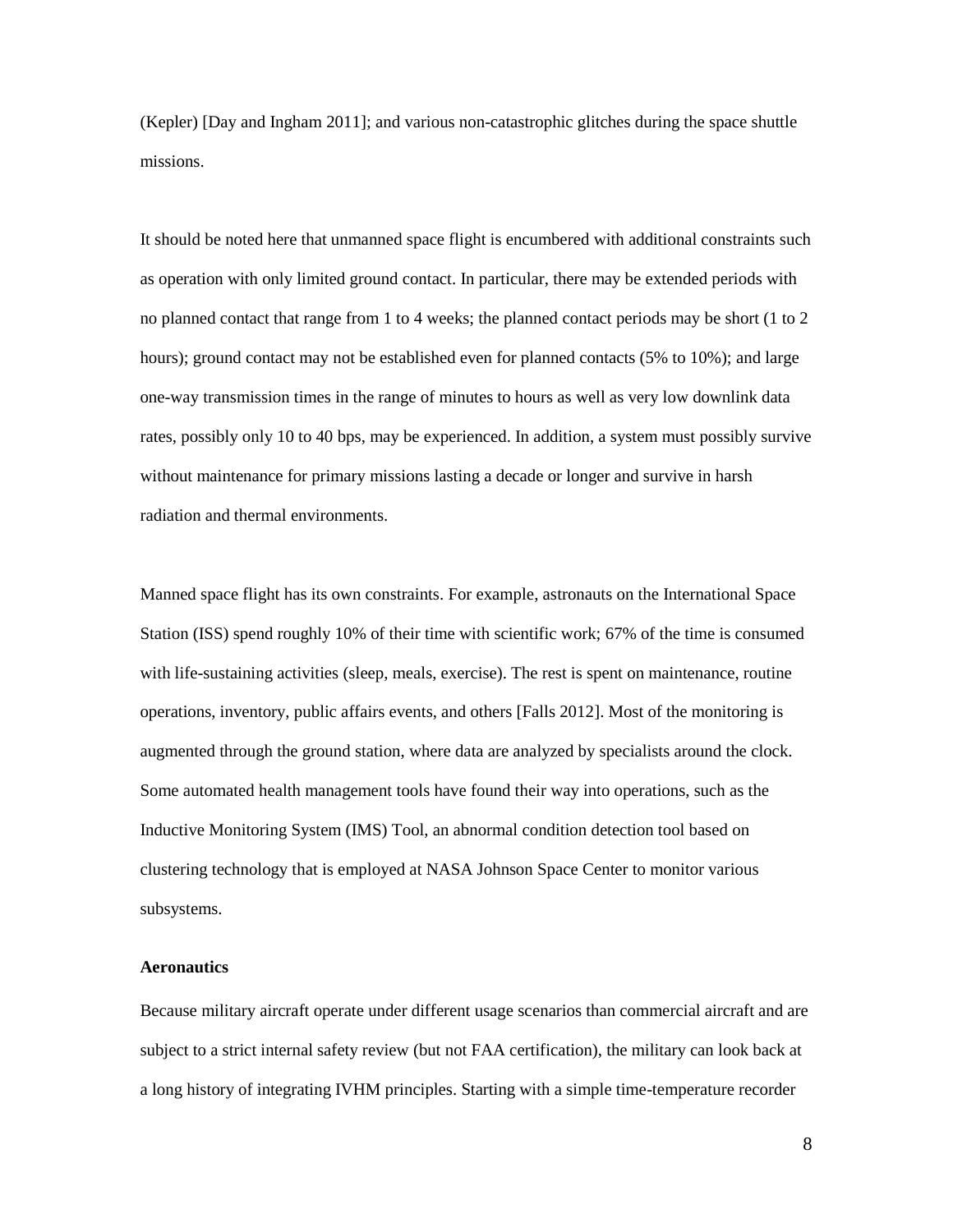(Kepler) [Day and Ingham 2011]; and various non-catastrophic glitches during the space shuttle missions.

It should be noted here that unmanned space flight is encumbered with additional constraints such as operation with only limited ground contact. In particular, there may be extended periods with no planned contact that range from 1 to 4 weeks; the planned contact periods may be short (1 to 2 hours); ground contact may not be established even for planned contacts (5% to 10%); and large one-way transmission times in the range of minutes to hours as well as very low downlink data rates, possibly only 10 to 40 bps, may be experienced. In addition, a system must possibly survive without maintenance for primary missions lasting a decade or longer and survive in harsh radiation and thermal environments.

Manned space flight has its own constraints. For example, astronauts on the International Space Station (ISS) spend roughly 10% of their time with scientific work; 67% of the time is consumed with life-sustaining activities (sleep, meals, exercise). The rest is spent on maintenance, routine operations, inventory, public affairs events, and others [Falls 2012]. Most of the monitoring is augmented through the ground station, where data are analyzed by specialists around the clock. Some automated health management tools have found their way into operations, such as the Inductive Monitoring System (IMS) Tool, an abnormal condition detection tool based on clustering technology that is employed at NASA Johnson Space Center to monitor various subsystems.

**Aeronautics**

Because military aircraft operate under different usage scenarios than commercial aircraft and are subject to a strict internal safety review (but not FAA certification), the military can look back at a long history of integrating IVHM principles. Starting with a simple time-temperature recorder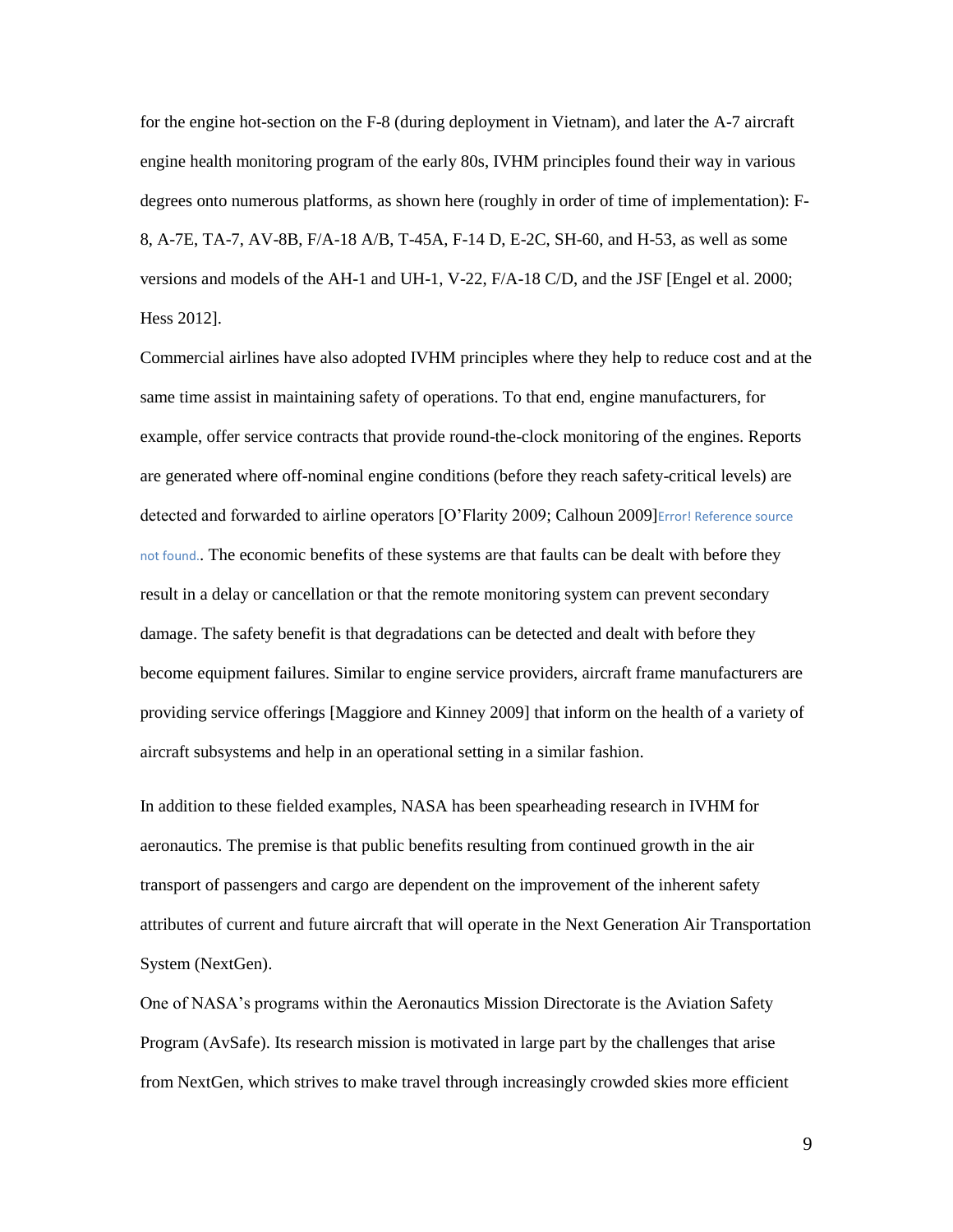for the engine hot-section on the F-8 (during deployment in Vietnam), and later the A-7 aircraft engine health monitoring program of the early 80s, IVHM principles found their way in various degrees onto numerous platforms, as shown here (roughly in order of time of implementation): F-8, A-7E, TA-7, AV-8B, F/A-18 A/B, T-45A, F-14 D, E-2C, SH-60, and H-53, as well as some versions and models of the AH-1 and UH-1, V-22, F/A-18 C/D, and the JSF [Engel et al. 2000; Hess 2012].

Commercial airlines have also adopted IVHM principles where they help to reduce cost and at the same time assist in maintaining safety of operations. To that end, engine manufacturers, for example, offer service contracts that provide round-the-clock monitoring of the engines. Reports are generated where off-nominal engine conditions (before they reach safety-critical levels) are detected and forwarded to airline operators [O'Flarity 2009; Calhoun 2009]Error! Reference source not found.. The economic benefits of these systems are that faults can be dealt with before they result in a delay or cancellation or that the remote monitoring system can prevent secondary damage. The safety benefit is that degradations can be detected and dealt with before they become equipment failures. Similar to engine service providers, aircraft frame manufacturers are providing service offerings [Maggiore and Kinney 2009] that inform on the health of a variety of aircraft subsystems and help in an operational setting in a similar fashion.

In addition to these fielded examples, NASA has been spearheading research in IVHM for aeronautics. The premise is that public benefits resulting from continued growth in the air transport of passengers and cargo are dependent on the improvement of the inherent safety attributes of current and future aircraft that will operate in the Next Generation Air Transportation System (NextGen).

One of NASA's programs within the Aeronautics Mission Directorate is the Aviation Safety Program (AvSafe). Its research mission is motivated in large part by the challenges that arise from NextGen, which strives to make travel through increasingly crowded skies more efficient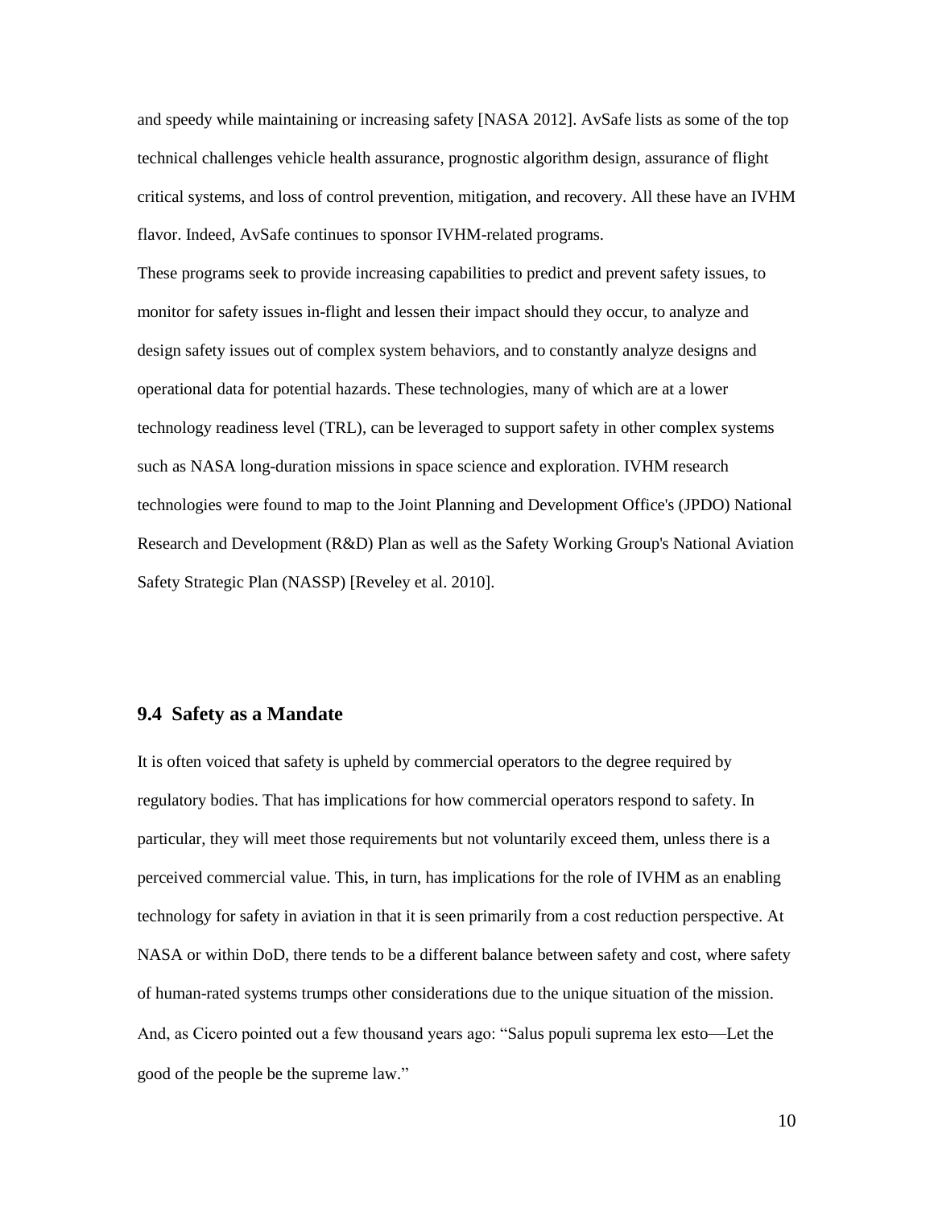and speedy while maintaining or increasing safety [NASA 2012]. AvSafe lists as some of the top technical challenges vehicle health assurance, prognostic algorithm design, assurance of flight critical systems, and loss of control prevention, mitigation, and recovery. All these have an IVHM flavor. Indeed, AvSafe continues to sponsor IVHM-related programs.

These programs seek to provide increasing capabilities to predict and prevent safety issues, to monitor for safety issues in-flight and lessen their impact should they occur, to analyze and design safety issues out of complex system behaviors, and to constantly analyze designs and operational data for potential hazards. These technologies, many of which are at a lower technology readiness level (TRL), can be leveraged to support safety in other complex systems such as NASA long-duration missions in space science and exploration. IVHM research technologies were found to map to the Joint Planning and Development Office's (JPDO) National Research and Development (R&D) Plan as well as the Safety Working Group's National Aviation Safety Strategic Plan (NASSP) [Reveley et al. 2010].

### 9.4 Safety as a Mandate

It is often voiced that safety is upheld by commercial operators to the degree required by regulatory bodies. That has implications for how commercial operators respond to safety. In particular, they will meet those requirements but not voluntarily exceed them, unless there is a perceived commercial value. This, in turn, has implications for the role of IVHM as an enabling technology for safety in aviation in that it is seen primarily from a cost reduction perspective. At NASA or within DoD, there tends to be a different balance between safety and cost, where safety of human-rated systems trumps other considerations due to the unique situation of the mission. And, as Cicero pointed out a few thousand years ago: "Salus populi suprema lex esto—Let the good of the people be the supreme law."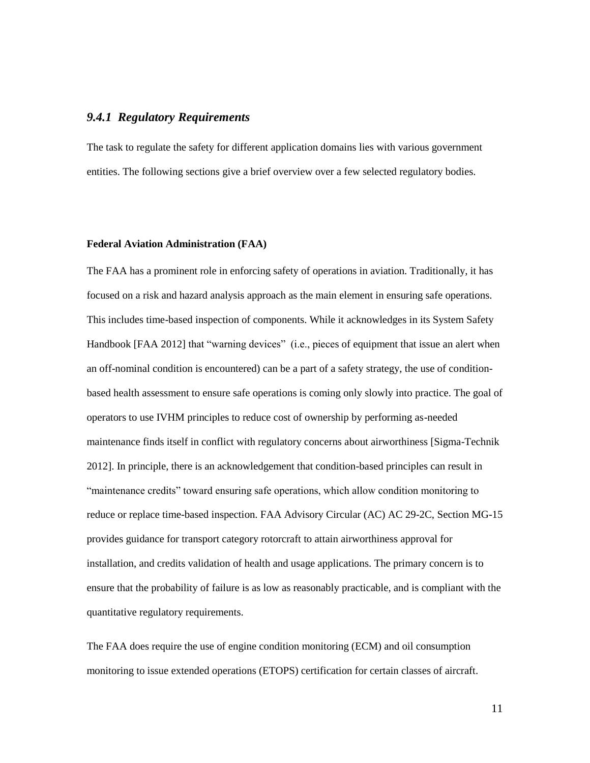### *9.4.1 Regulatory Requirements*

The task to regulate the safety for different application domains lies with various government entities. The following sections give a brief overview over a few selected regulatory bodies.

**Federal Aviation Administration (FAA)**

The FAA has a prominent role in enforcing safety of operations in aviation. Traditionally, it has focused on a risk and hazard analysis approach as the main element in ensuring safe operations. This includes time-based inspection of components. While it acknowledges in its System Safety Handbook [FAA 2012] that "warning devices" (i.e., pieces of equipment that issue an alert when an off-nominal condition is encountered) can be a part of a safety strategy, the use of condition-based health assessment to ensure safe operations is coming only slowly into practice. The goal of operators to use IVHM principles to reduce cost of ownership by performing as-needed maintenance finds itself in conflict with regulatory concerns about airworthiness [Sigma-Technik 2012]. In principle, there is an acknowledgement that condition-based principles can result in "maintenance credits" toward ensuring safe operations, which allow condition monitoring to reduce or replace time-based inspection. FAA Advisory Circular (AC) AC 29-2C, Section MG-15 provides guidance for transport category rotorcraft to attain airworthiness approval for installation, and credits validation of health and usage applications. The primary concern is to ensure that the probability of failure is as low as reasonably practicable, and is compliant with the quantitative regulatory requirements.

The FAA does require the use of engine condition monitoring (ECM) and oil consumption monitoring to issue extended operations (ETOPS) certification for certain classes of aircraft.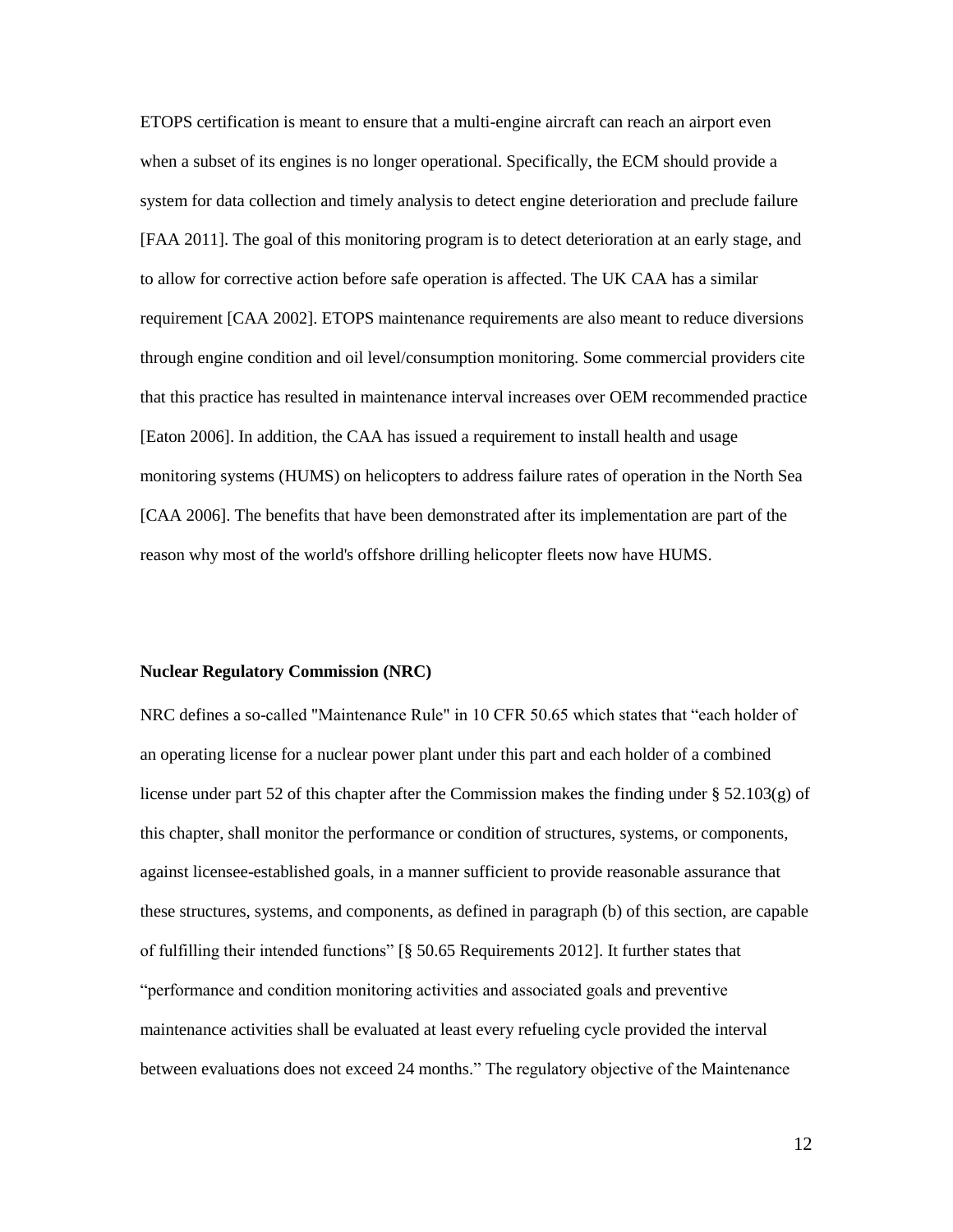ETOPS certification is meant to ensure that a multi-engine aircraft can reach an airport even when a subset of its engines is no longer operational. Specifically, the ECM should provide a system for data collection and timely analysis to detect engine deterioration and preclude failure [FAA 2011]. The goal of this monitoring program is to detect deterioration at an early stage, and to allow for corrective action before safe operation is affected. The UK CAA has a similar requirement [CAA 2002]. ETOPS maintenance requirements are also meant to reduce diversions through engine condition and oil level/consumption monitoring. Some commercial providers cite that this practice has resulted in maintenance interval increases over OEM recommended practice [Eaton 2006]. In addition, the CAA has issued a requirement to install health and usage monitoring systems (HUMS) on helicopters to address failure rates of operation in the North Sea [CAA 2006]. The benefits that have been demonstrated after its implementation are part of the reason why most of the world's offshore drilling helicopter fleets now have HUMS.

**Nuclear Regulatory Commission (NRC)**

NRC defines a so-called "Maintenance Rule" in 10 CFR 50.65 which states that "each holder of an operating license for a nuclear power plant under this part and each holder of a combined license under part 52 of this chapter after the Commission makes the finding under § 52.103(g) of this chapter, shall monitor the performance or condition of structures, systems, or components, against licensee-established goals, in a manner sufficient to provide reasonable assurance that these structures, systems, and components, as defined in paragraph (b) of this section, are capable of fulfilling their intended functions" [§ 50.65 Requirements 2012]. It further states that "performance and condition monitoring activities and associated goals and preventive maintenance activities shall be evaluated at least every refueling cycle provided the interval between evaluations does not exceed 24 months." The regulatory objective of the Maintenance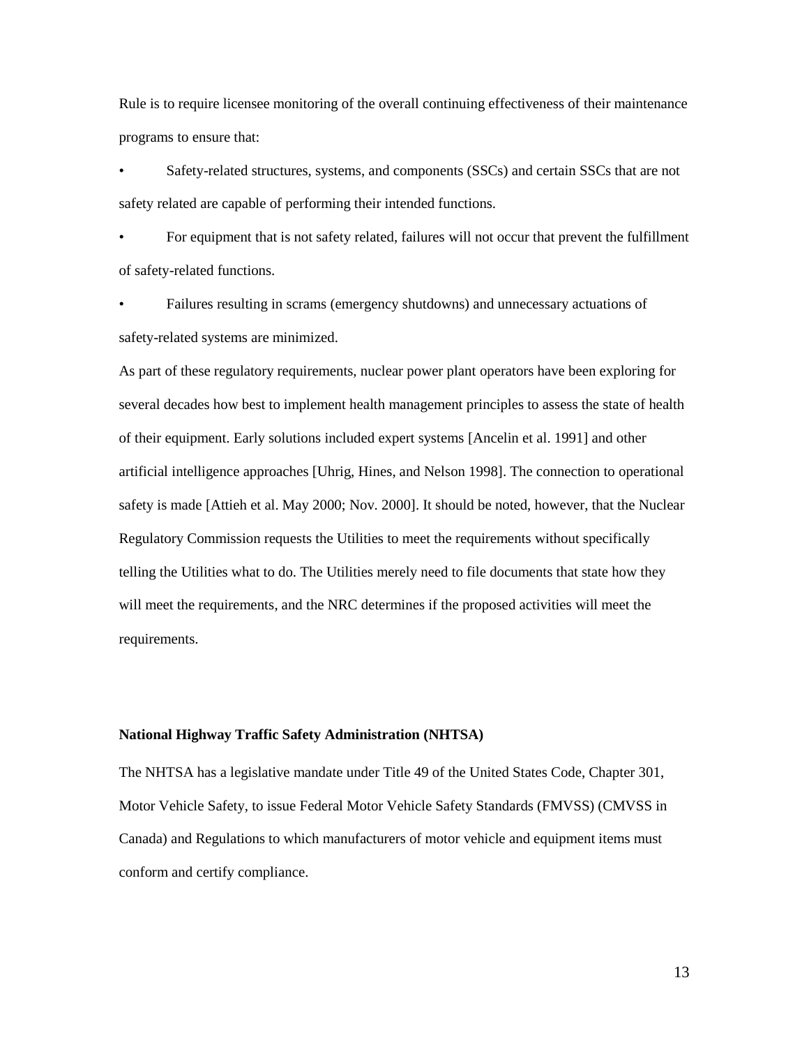Rule is to require licensee monitoring of the overall continuing effectiveness of their maintenance programs to ensure that:

- Safety-related structures, systems, and components (SSCs) and certain SSCs that are not safety related are capable of performing their intended functions.
- For equipment that is not safety related, failures will not occur that prevent the fulfillment of safety-related functions.
- Failures resulting in scrams (emergency shutdowns) and unnecessary actuations of safety-related systems are minimized.

As part of these regulatory requirements, nuclear power plant operators have been exploring for several decades how best to implement health management principles to assess the state of health of their equipment. Early solutions included expert systems [Ancelin et al. 1991] and other artificial intelligence approaches [Uhrig, Hines, and Nelson 1998]. The connection to operational safety is made [Attieh et al. May 2000; Nov. 2000]. It should be noted, however, that the Nuclear Regulatory Commission requests the Utilities to meet the requirements without specifically telling the Utilities what to do. The Utilities merely need to file documents that state how they will meet the requirements, and the NRC determines if the proposed activities will meet the requirements.

**National Highway Traffic Safety Administration (NHTSA)**

The NHTSA has a legislative mandate under Title 49 of the United States Code, Chapter 301, Motor Vehicle Safety, to issue Federal Motor Vehicle Safety Standards (FMVSS) (CMVSS in Canada) and Regulations to which manufacturers of motor vehicle and equipment items must conform and certify compliance.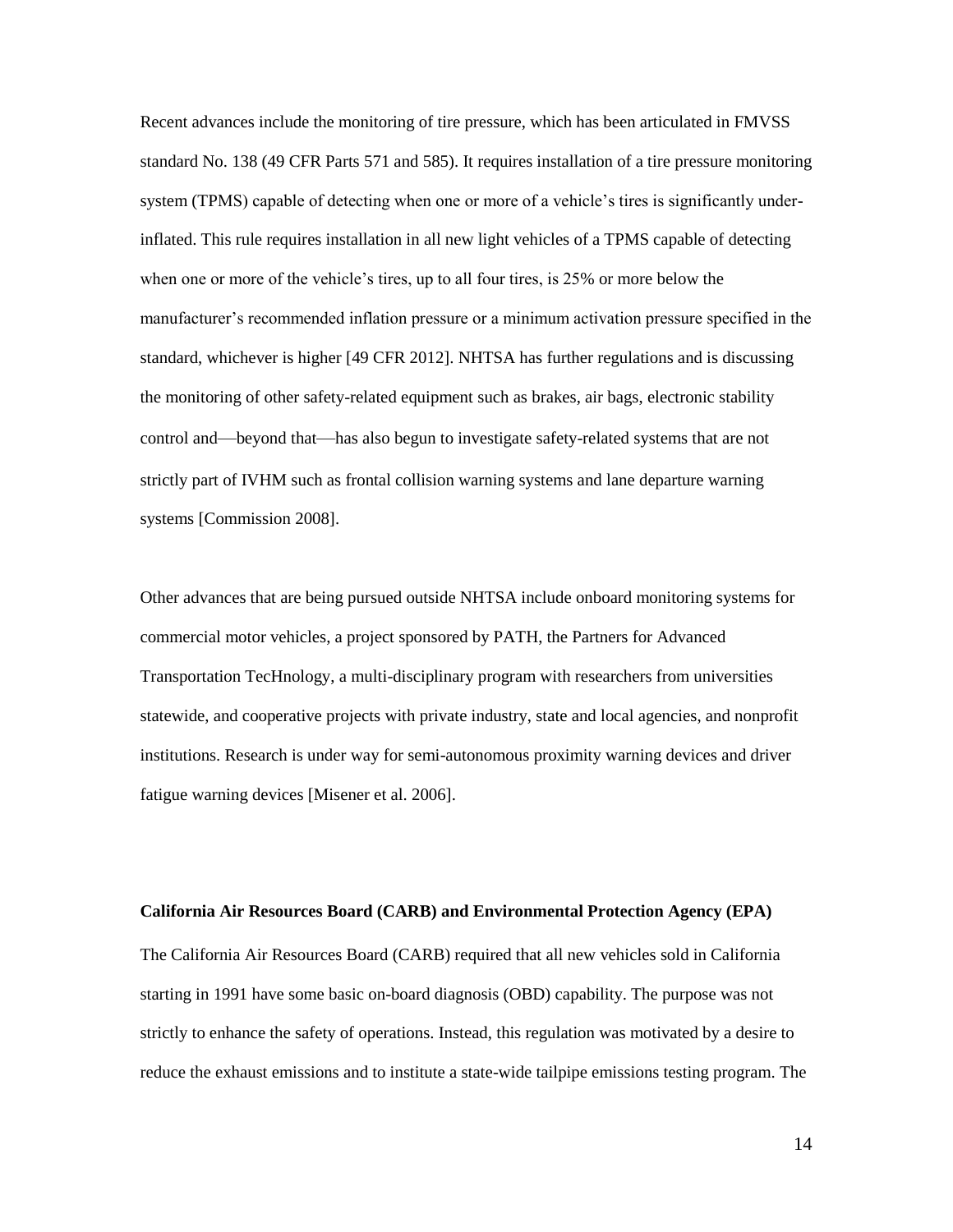Recent advances include the monitoring of tire pressure, which has been articulated in FMVSS standard No. 138 (49 CFR Parts 571 and 585). It requires installation of a tire pressure monitoring system (TPMS) capable of detecting when one or more of a vehicle's tires is significantly under-inflated. This rule requires installation in all new light vehicles of a TPMS capable of detecting when one or more of the vehicle's tires, up to all four tires, is 25% or more below the manufacturer's recommended inflation pressure or a minimum activation pressure specified in the standard, whichever is higher [49 CFR 2012]. NHTSA has further regulations and is discussing the monitoring of other safety-related equipment such as brakes, air bags, electronic stability control and—beyond that—has also begun to investigate safety-related systems that are not strictly part of IVHM such as frontal collision warning systems and lane departure warning systems [Commission 2008].

Other advances that are being pursued outside NHTSA include onboard monitoring systems for commercial motor vehicles, a project sponsored by PATH, the Partners for Advanced Transportation TecHnology, a multi-disciplinary program with researchers from universities statewide, and cooperative projects with private industry, state and local agencies, and nonprofit institutions. Research is under way for semi-autonomous proximity warning devices and driver fatigue warning devices [Misener et al. 2006].

**California Air Resources Board (CARB) and Environmental Protection Agency (EPA)**

The California Air Resources Board (CARB) required that all new vehicles sold in California starting in 1991 have some basic on-board diagnosis (OBD) capability. The purpose was not strictly to enhance the safety of operations. Instead, this regulation was motivated by a desire to reduce the exhaust emissions and to institute a state-wide tailpipe emissions testing program. The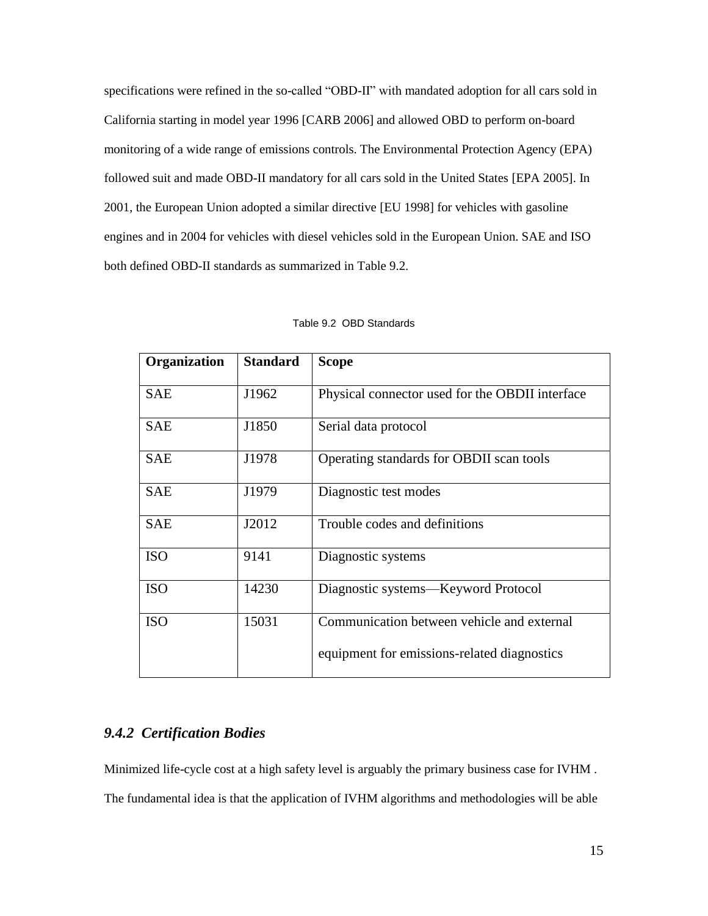specifications were refined in the so-called "OBD-II" with mandated adoption for all cars sold in California starting in model year 1996 [CARB 2006] and allowed OBD to perform on-board monitoring of a wide range of emissions controls. The Environmental Protection Agency (EPA) followed suit and made OBD-II mandatory for all cars sold in the United States [EPA 2005]. In 2001, the European Union adopted a similar directive [EU 1998] for vehicles with gasoline engines and in 2004 for vehicles with diesel vehicles sold in the European Union. SAE and ISO both defined OBD-II standards as summarized in Table 9.2.

Table 9.2 OBD Standards

| Organization | Standard | Scope |
| --- | --- | --- |
| SAE | J1962 | Physical connector used for the OBDII interface |
| SAE | J1850 | Serial data protocol |
| SAE | J1978 | Operating standards for OBDII scan tools |
| SAE | J1979 | Diagnostic test modes |
| SAE | J2012 | Trouble codes and definitions |
| ISO | 9141 | Diagnostic systems |
| ISO | 14230 | Diagnostic systems—Keyword Protocol |
| ISO | 15031 | Communication between vehicle and external equipment for emissions-related diagnostics |

### *9.4.2 Certification Bodies*

Minimized life-cycle cost at a high safety level is arguably the primary business case for IVHM . The fundamental idea is that the application of IVHM algorithms and methodologies will be able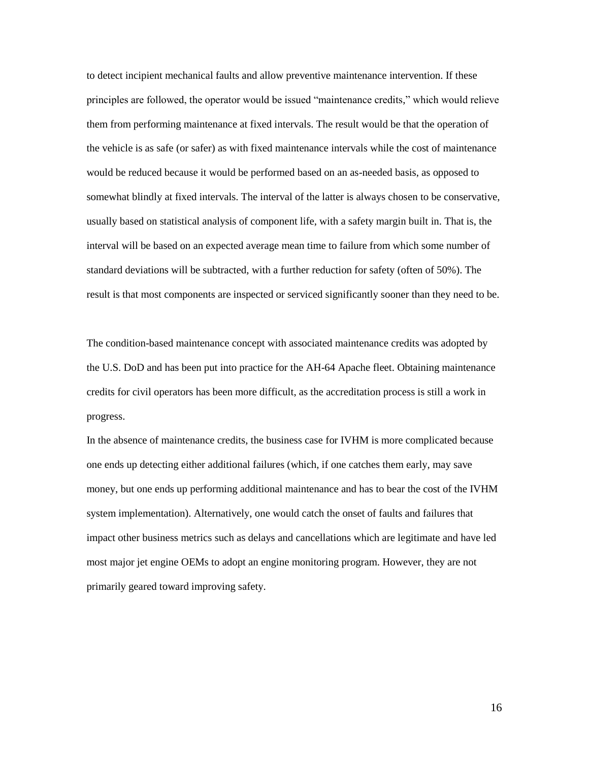to detect incipient mechanical faults and allow preventive maintenance intervention. If these principles are followed, the operator would be issued "maintenance credits," which would relieve them from performing maintenance at fixed intervals. The result would be that the operation of the vehicle is as safe (or safer) as with fixed maintenance intervals while the cost of maintenance would be reduced because it would be performed based on an as-needed basis, as opposed to somewhat blindly at fixed intervals. The interval of the latter is always chosen to be conservative, usually based on statistical analysis of component life, with a safety margin built in. That is, the interval will be based on an expected average mean time to failure from which some number of standard deviations will be subtracted, with a further reduction for safety (often of 50%). The result is that most components are inspected or serviced significantly sooner than they need to be.

The condition-based maintenance concept with associated maintenance credits was adopted by the U.S. DoD and has been put into practice for the AH-64 Apache fleet. Obtaining maintenance credits for civil operators has been more difficult, as the accreditation process is still a work in progress.

In the absence of maintenance credits, the business case for IVHM is more complicated because one ends up detecting either additional failures (which, if one catches them early, may save money, but one ends up performing additional maintenance and has to bear the cost of the IVHM system implementation). Alternatively, one would catch the onset of faults and failures that impact other business metrics such as delays and cancellations which are legitimate and have led most major jet engine OEMs to adopt an engine monitoring program. However, they are not primarily geared toward improving safety.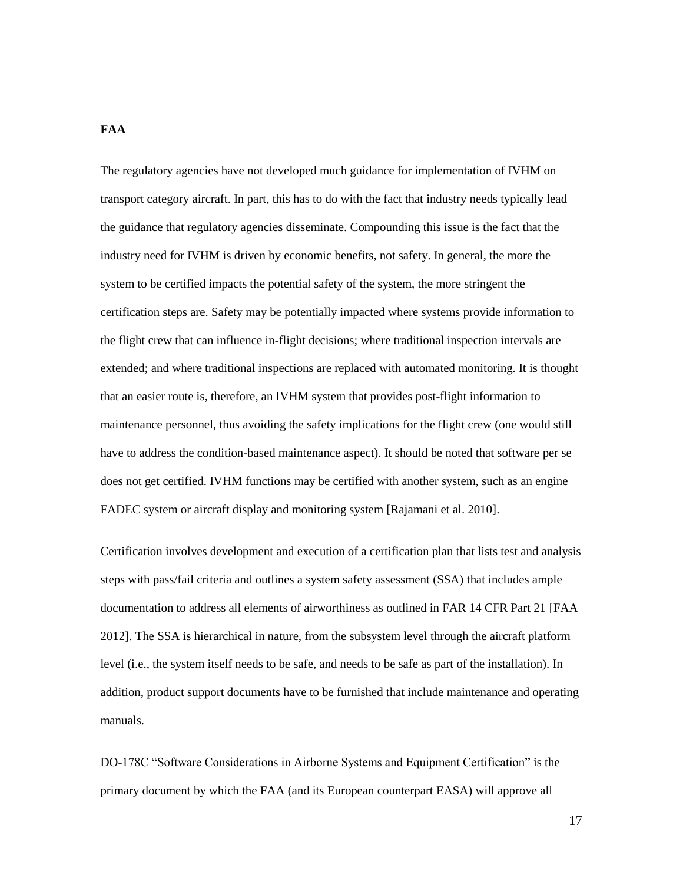**FAA**

The regulatory agencies have not developed much guidance for implementation of IVHM on transport category aircraft. In part, this has to do with the fact that industry needs typically lead the guidance that regulatory agencies disseminate. Compounding this issue is the fact that the industry need for IVHM is driven by economic benefits, not safety. In general, the more the system to be certified impacts the potential safety of the system, the more stringent the certification steps are. Safety may be potentially impacted where systems provide information to the flight crew that can influence in-flight decisions; where traditional inspection intervals are extended; and where traditional inspections are replaced with automated monitoring. It is thought that an easier route is, therefore, an IVHM system that provides post-flight information to maintenance personnel, thus avoiding the safety implications for the flight crew (one would still have to address the condition-based maintenance aspect). It should be noted that software per se does not get certified. IVHM functions may be certified with another system, such as an engine FADEC system or aircraft display and monitoring system [Rajamani et al. 2010].

Certification involves development and execution of a certification plan that lists test and analysis steps with pass/fail criteria and outlines a system safety assessment (SSA) that includes ample documentation to address all elements of airworthiness as outlined in FAR 14 CFR Part 21 [FAA 2012]. The SSA is hierarchical in nature, from the subsystem level through the aircraft platform level (i.e., the system itself needs to be safe, and needs to be safe as part of the installation). In addition, product support documents have to be furnished that include maintenance and operating manuals.

DO-178C "Software Considerations in Airborne Systems and Equipment Certification" is the primary document by which the FAA (and its European counterpart EASA) will approve all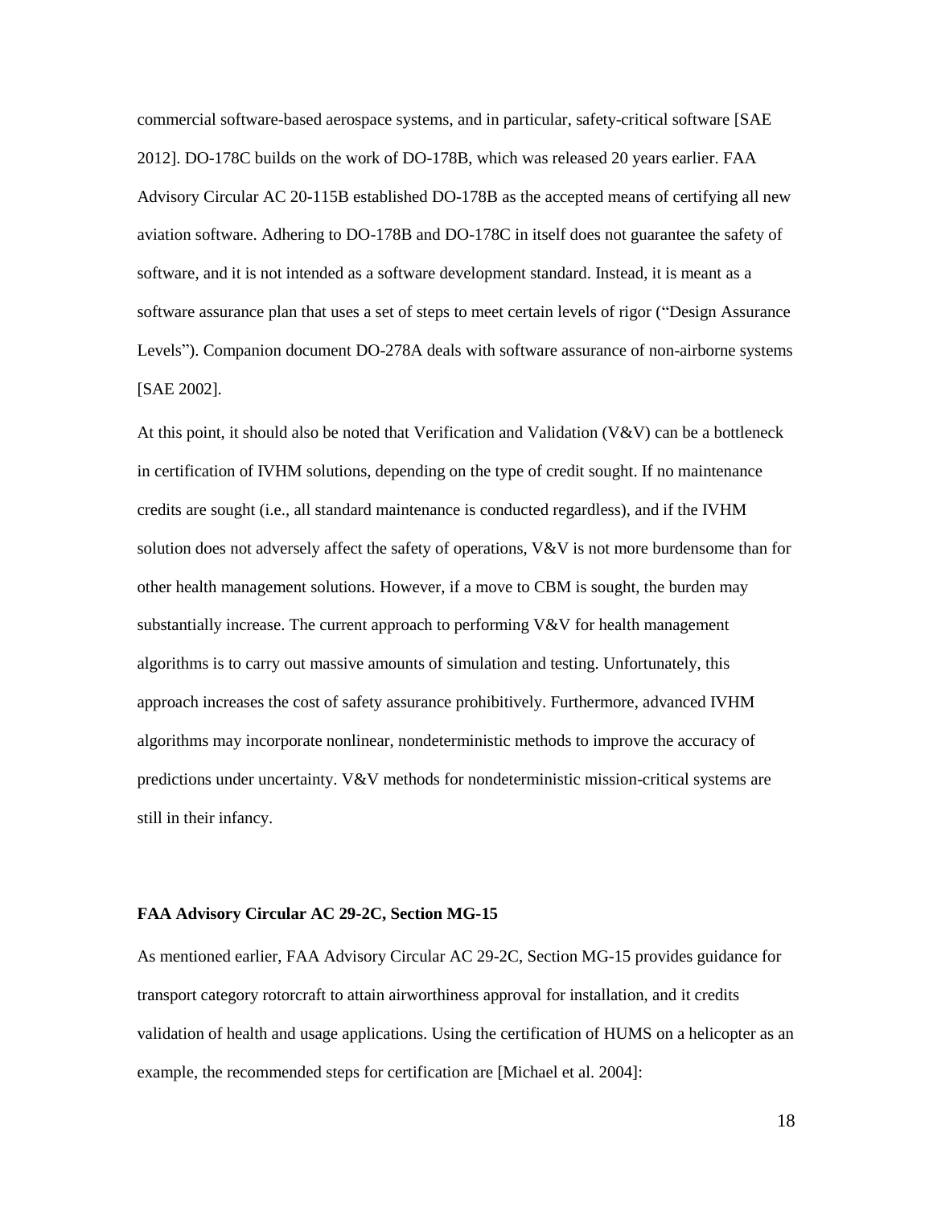commercial software-based aerospace systems, and in particular, safety-critical software [SAE 2012]. DO-178C builds on the work of DO-178B, which was released 20 years earlier. FAA Advisory Circular AC 20-115B established DO-178B as the accepted means of certifying all new aviation software. Adhering to DO-178B and DO-178C in itself does not guarantee the safety of software, and it is not intended as a software development standard. Instead, it is meant as a software assurance plan that uses a set of steps to meet certain levels of rigor ("Design Assurance Levels"). Companion document DO-278A deals with software assurance of non-airborne systems [SAE 2002].

At this point, it should also be noted that Verification and Validation (V&V) can be a bottleneck in certification of IVHM solutions, depending on the type of credit sought. If no maintenance credits are sought (i.e., all standard maintenance is conducted regardless), and if the IVHM solution does not adversely affect the safety of operations, V&V is not more burdensome than for other health management solutions. However, if a move to CBM is sought, the burden may substantially increase. The current approach to performing V&V for health management algorithms is to carry out massive amounts of simulation and testing. Unfortunately, this approach increases the cost of safety assurance prohibitively. Furthermore, advanced IVHM algorithms may incorporate nonlinear, nondeterministic methods to improve the accuracy of predictions under uncertainty. V&V methods for nondeterministic mission-critical systems are still in their infancy.

**FAA Advisory Circular AC 29-2C, Section MG-15**

As mentioned earlier, FAA Advisory Circular AC 29-2C, Section MG-15 provides guidance for transport category rotorcraft to attain airworthiness approval for installation, and it credits validation of health and usage applications. Using the certification of HUMS on a helicopter as an example, the recommended steps for certification are [Michael et al. 2004]: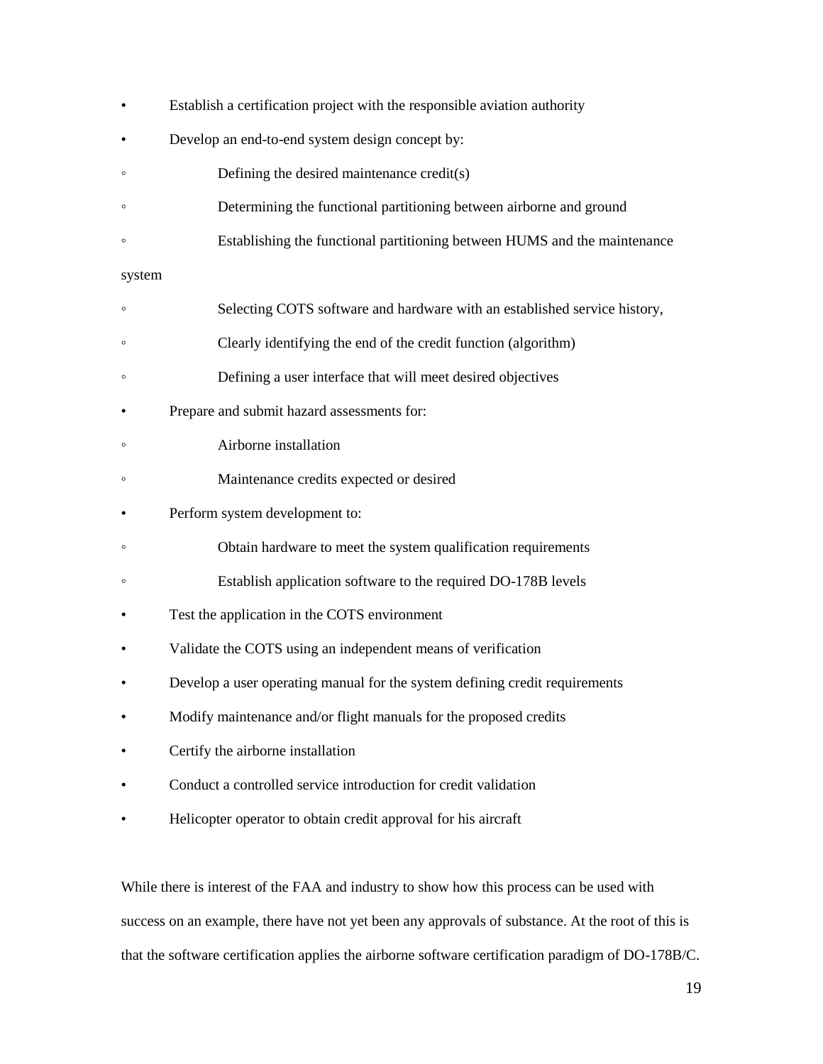- Establish a certification project with the responsible aviation authority
- Develop an end-to-end system design concept by:
    - Defining the desired maintenance credit(s)
    - Determining the functional partitioning between airborne and ground
    - Establishing the functional partitioning between HUMS and the maintenance system
    - Selecting COTS software and hardware with an established service history,
    - Clearly identifying the end of the credit function (algorithm)
    - Defining a user interface that will meet desired objectives
- Prepare and submit hazard assessments for:
    - Airborne installation
    - Maintenance credits expected or desired
- Perform system development to:
    - Obtain hardware to meet the system qualification requirements
    - Establish application software to the required DO-178B levels
- Test the application in the COTS environment
- Validate the COTS using an independent means of verification
- Develop a user operating manual for the system defining credit requirements
- Modify maintenance and/or flight manuals for the proposed credits
- Certify the airborne installation
- Conduct a controlled service introduction for credit validation
- Helicopter operator to obtain credit approval for his aircraft

While there is interest of the FAA and industry to show how this process can be used with success on an example, there have not yet been any approvals of substance. At the root of this is that the software certification applies the airborne software certification paradigm of DO-178B/C.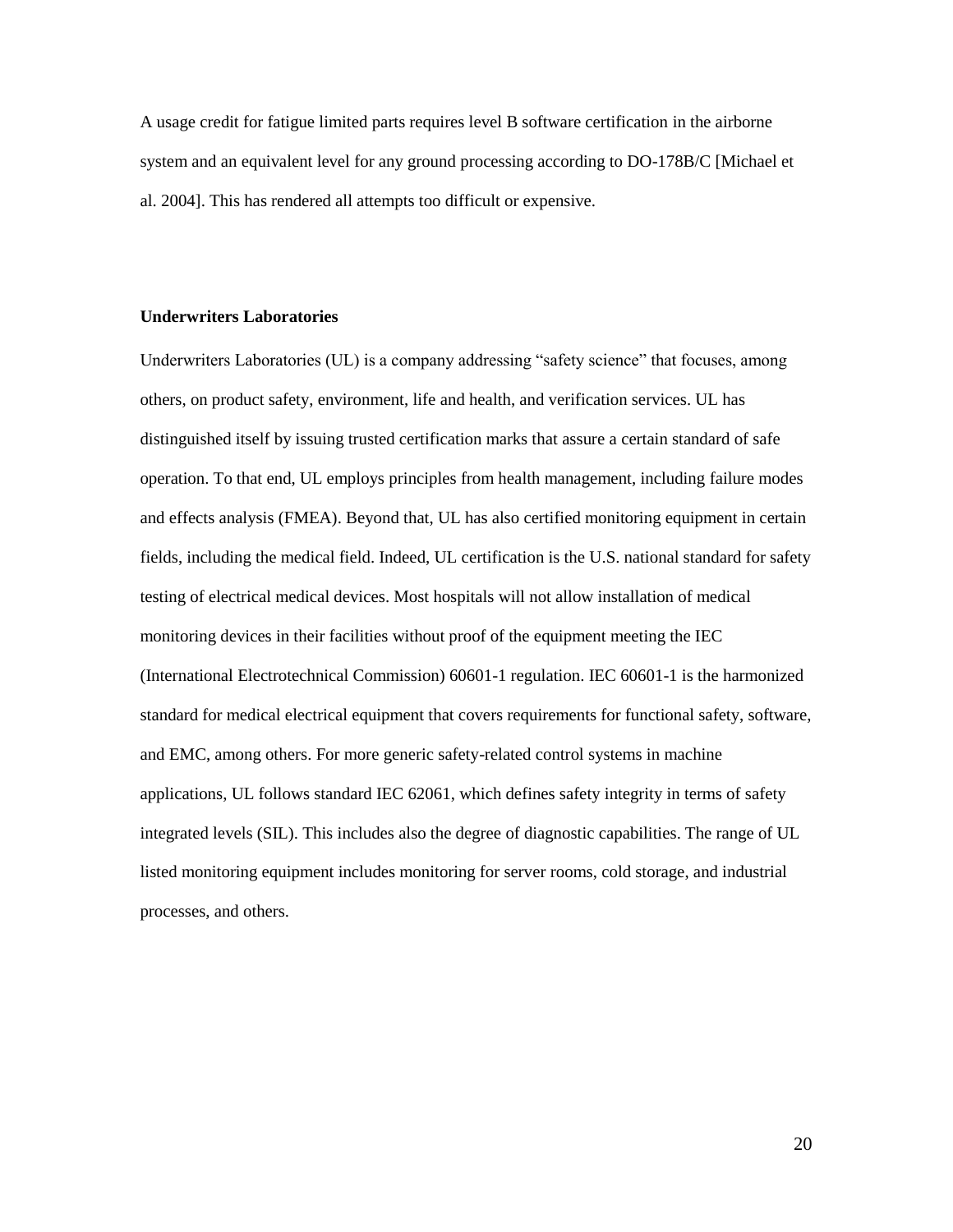A usage credit for fatigue limited parts requires level B software certification in the airborne system and an equivalent level for any ground processing according to DO-178B/C [Michael et al. 2004]. This has rendered all attempts too difficult or expensive.

### Underwriters Laboratories

Underwriters Laboratories (UL) is a company addressing "safety science" that focuses, among others, on product safety, environment, life and health, and verification services. UL has distinguished itself by issuing trusted certification marks that assure a certain standard of safe operation. To that end, UL employs principles from health management, including failure modes and effects analysis (FMEA). Beyond that, UL has also certified monitoring equipment in certain fields, including the medical field. Indeed, UL certification is the U.S. national standard for safety testing of electrical medical devices. Most hospitals will not allow installation of medical monitoring devices in their facilities without proof of the equipment meeting the IEC (International Electrotechnical Commission) 60601-1 regulation. IEC 60601-1 is the harmonized standard for medical electrical equipment that covers requirements for functional safety, software, and EMC, among others. For more generic safety-related control systems in machine applications, UL follows standard IEC 62061, which defines safety integrity in terms of safety integrated levels (SIL). This includes also the degree of diagnostic capabilities. The range of UL listed monitoring equipment includes monitoring for server rooms, cold storage, and industrial processes, and others.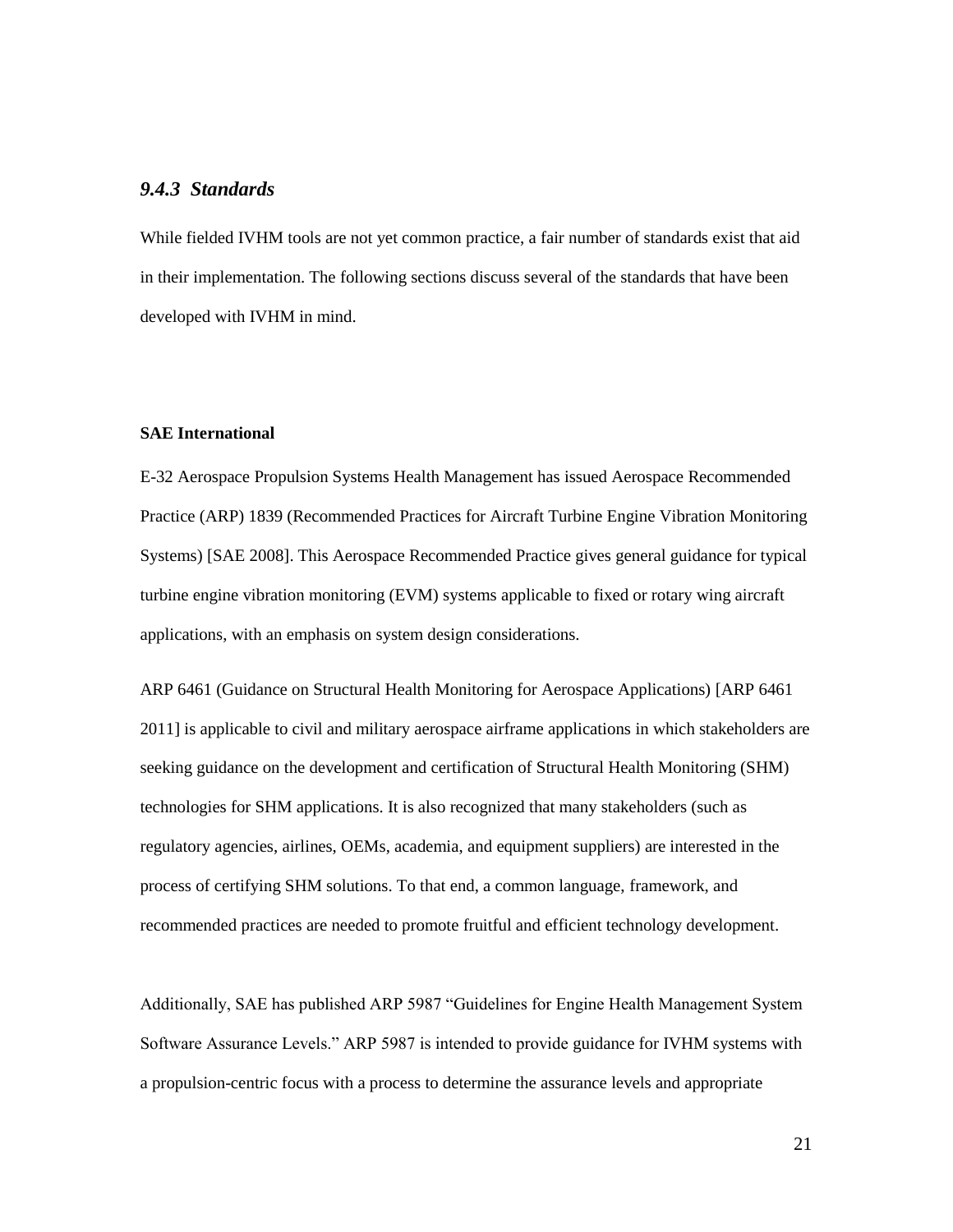### *9.4.3 Standards*

While fielded IVHM tools are not yet common practice, a fair number of standards exist that aid in their implementation. The following sections discuss several of the standards that have been developed with IVHM in mind.

**SAE International**

E-32 Aerospace Propulsion Systems Health Management has issued Aerospace Recommended Practice (ARP) 1839 (Recommended Practices for Aircraft Turbine Engine Vibration Monitoring Systems) [SAE 2008]. This Aerospace Recommended Practice gives general guidance for typical turbine engine vibration monitoring (EVM) systems applicable to fixed or rotary wing aircraft applications, with an emphasis on system design considerations.

ARP 6461 (Guidance on Structural Health Monitoring for Aerospace Applications) [ARP 6461 2011] is applicable to civil and military aerospace airframe applications in which stakeholders are seeking guidance on the development and certification of Structural Health Monitoring (SHM) technologies for SHM applications. It is also recognized that many stakeholders (such as regulatory agencies, airlines, OEMs, academia, and equipment suppliers) are interested in the process of certifying SHM solutions. To that end, a common language, framework, and recommended practices are needed to promote fruitful and efficient technology development.

Additionally, SAE has published ARP 5987 "Guidelines for Engine Health Management System Software Assurance Levels." ARP 5987 is intended to provide guidance for IVHM systems with a propulsion-centric focus with a process to determine the assurance levels and appropriate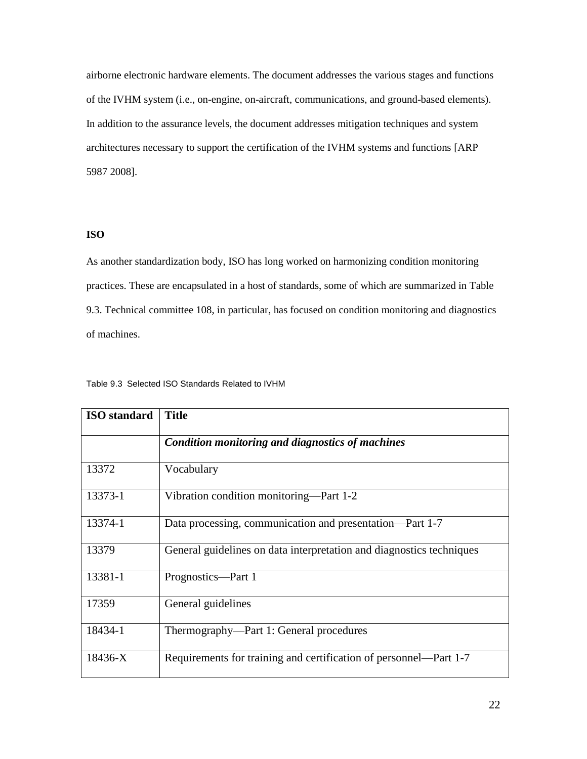airborne electronic hardware elements. The document addresses the various stages and functions of the IVHM system (i.e., on-engine, on-aircraft, communications, and ground-based elements). In addition to the assurance levels, the document addresses mitigation techniques and system architectures necessary to support the certification of the IVHM systems and functions [ARP 5987 2008].

## ISO

As another standardization body, ISO has long worked on harmonizing condition monitoring practices. These are encapsulated in a host of standards, some of which are summarized in Table 9.3. Technical committee 108, in particular, has focused on condition monitoring and diagnostics of machines.

Table 9.3 Selected ISO Standards Related to IVHM

| ISO standard | Title |
|---|---|
| | ***Condition monitoring and diagnostics of machines*** |
| 13372 | Vocabulary |
| 13373-1 | Vibration condition monitoring—Part 1-2 |
| 13374-1 | Data processing, communication and presentation—Part 1-7 |
| 13379 | General guidelines on data interpretation and diagnostics techniques |
| 13381-1 | Prognostics—Part 1 |
| 17359 | General guidelines |
| 18434-1 | Thermography—Part 1: General procedures |
| 18436-X | Requirements for training and certification of personnel—Part 1-7 |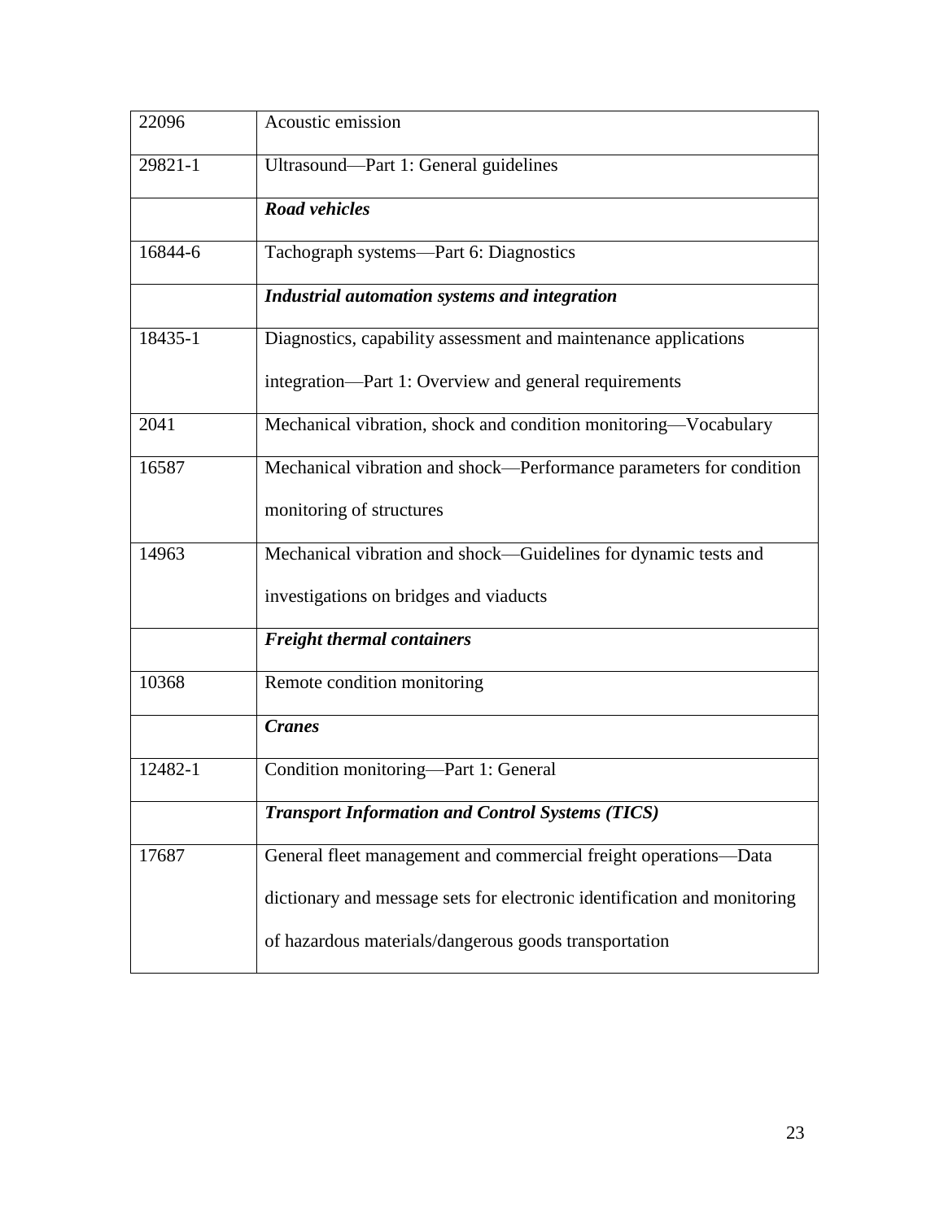| | |
|---|---|
| 22096 | Acoustic emission |
| 29821-1 | Ultrasound—Part 1: General guidelines |
| | ***Road vehicles*** |
| 16844-6 | Tachograph systems—Part 6: Diagnostics |
| | ***Industrial automation systems and integration*** |
| 18435-1 | Diagnostics, capability assessment and maintenance applications integration—Part 1: Overview and general requirements |
| 2041 | Mechanical vibration, shock and condition monitoring—Vocabulary |
| 16587 | Mechanical vibration and shock—Performance parameters for condition monitoring of structures |
| 14963 | Mechanical vibration and shock—Guidelines for dynamic tests and investigations on bridges and viaducts |
| | ***Freight thermal containers*** |
| 10368 | Remote condition monitoring |
| | ***Cranes*** |
| 12482-1 | Condition monitoring—Part 1: General |
| | ***Transport Information and Control Systems (TICS)*** |
| 17687 | General fleet management and commercial freight operations—Data dictionary and message sets for electronic identification and monitoring of hazardous materials/dangerous goods transportation |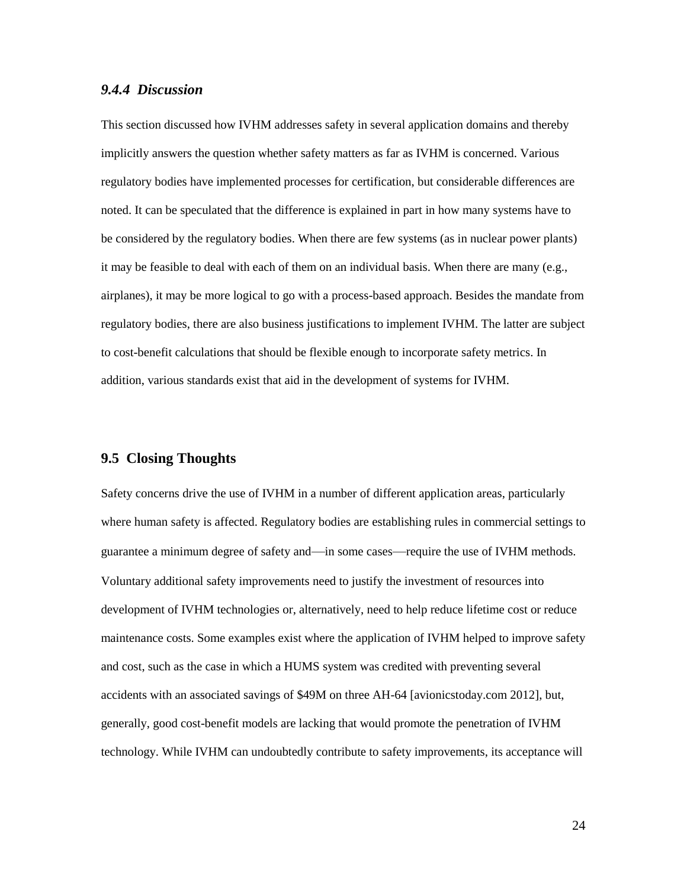### *9.4.4 Discussion*

This section discussed how IVHM addresses safety in several application domains and thereby implicitly answers the question whether safety matters as far as IVHM is concerned. Various regulatory bodies have implemented processes for certification, but considerable differences are noted. It can be speculated that the difference is explained in part in how many systems have to be considered by the regulatory bodies. When there are few systems (as in nuclear power plants) it may be feasible to deal with each of them on an individual basis. When there are many (e.g., airplanes), it may be more logical to go with a process-based approach. Besides the mandate from regulatory bodies, there are also business justifications to implement IVHM. The latter are subject to cost-benefit calculations that should be flexible enough to incorporate safety metrics. In addition, various standards exist that aid in the development of systems for IVHM.

## 9.5 Closing Thoughts

Safety concerns drive the use of IVHM in a number of different application areas, particularly where human safety is affected. Regulatory bodies are establishing rules in commercial settings to guarantee a minimum degree of safety and—in some cases—require the use of IVHM methods. Voluntary additional safety improvements need to justify the investment of resources into development of IVHM technologies or, alternatively, need to help reduce lifetime cost or reduce maintenance costs. Some examples exist where the application of IVHM helped to improve safety and cost, such as the case in which a HUMS system was credited with preventing several accidents with an associated savings of $49M on three AH-64 [avionicstoday.com 2012], but, generally, good cost-benefit models are lacking that would promote the penetration of IVHM technology. While IVHM can undoubtedly contribute to safety improvements, its acceptance will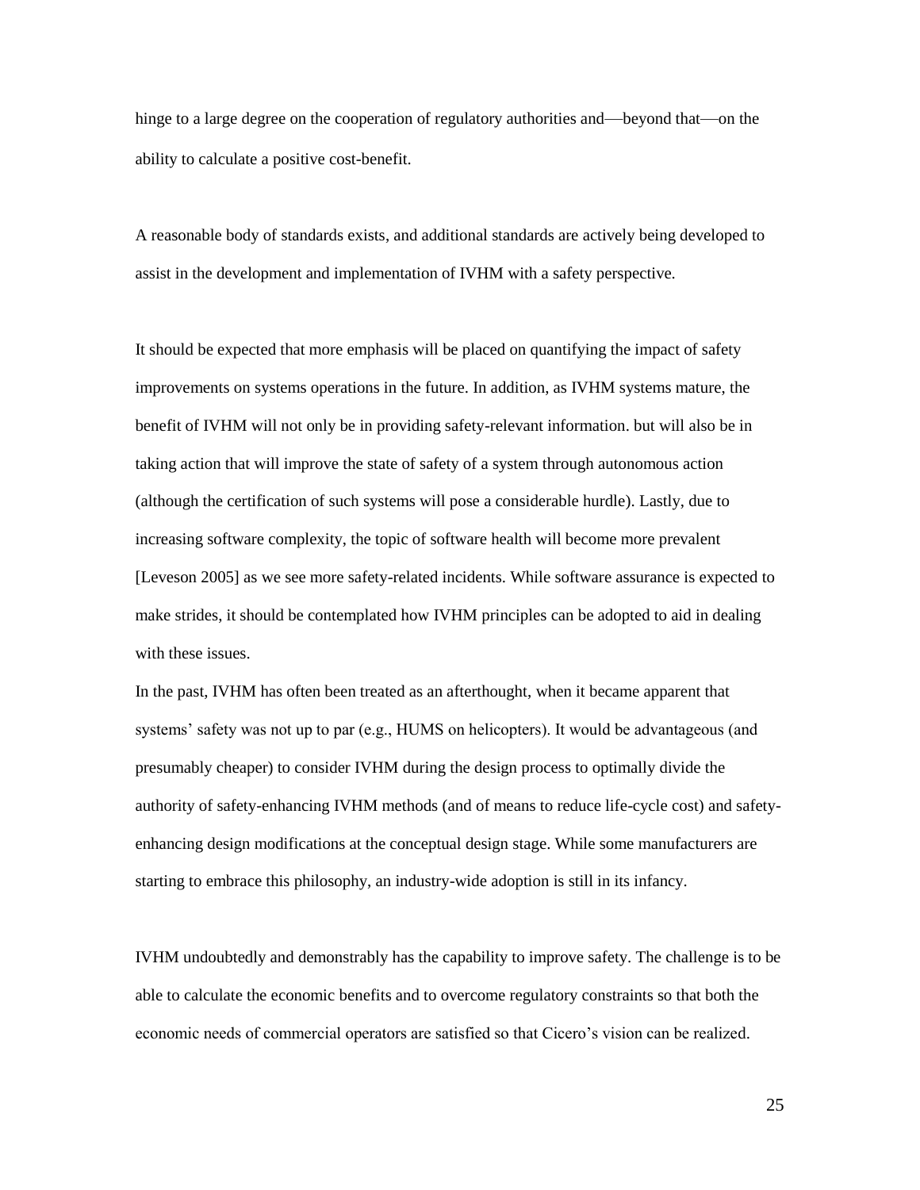hinge to a large degree on the cooperation of regulatory authorities and—beyond that—on the ability to calculate a positive cost-benefit.

A reasonable body of standards exists, and additional standards are actively being developed to assist in the development and implementation of IVHM with a safety perspective.

It should be expected that more emphasis will be placed on quantifying the impact of safety improvements on systems operations in the future. In addition, as IVHM systems mature, the benefit of IVHM will not only be in providing safety-relevant information. but will also be in taking action that will improve the state of safety of a system through autonomous action (although the certification of such systems will pose a considerable hurdle). Lastly, due to increasing software complexity, the topic of software health will become more prevalent [Leveson 2005] as we see more safety-related incidents. While software assurance is expected to make strides, it should be contemplated how IVHM principles can be adopted to aid in dealing with these issues.

In the past, IVHM has often been treated as an afterthought, when it became apparent that systems' safety was not up to par (e.g., HUMS on helicopters). It would be advantageous (and presumably cheaper) to consider IVHM during the design process to optimally divide the authority of safety-enhancing IVHM methods (and of means to reduce life-cycle cost) and safety-enhancing design modifications at the conceptual design stage. While some manufacturers are starting to embrace this philosophy, an industry-wide adoption is still in its infancy.

IVHM undoubtedly and demonstrably has the capability to improve safety. The challenge is to be able to calculate the economic benefits and to overcome regulatory constraints so that both the economic needs of commercial operators are satisfied so that Cicero's vision can be realized.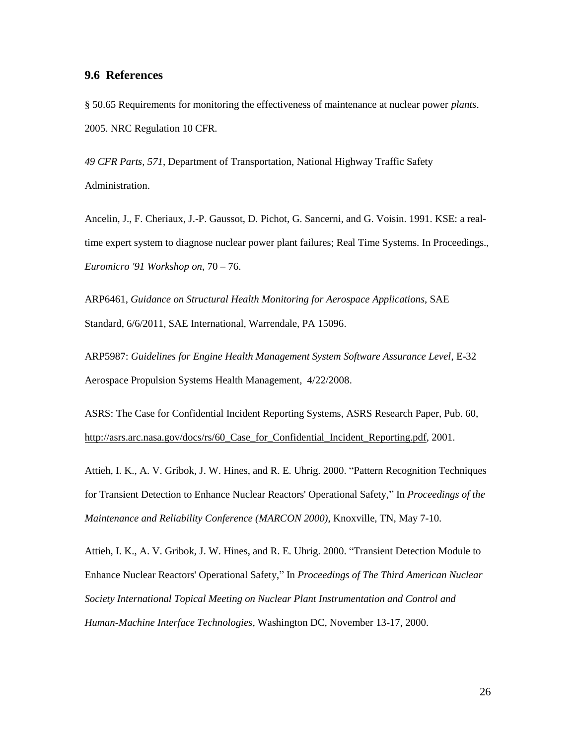## 9.6 References

§ 50.65 Requirements for monitoring the effectiveness of maintenance at nuclear power *plants*. 2005. NRC Regulation 10 CFR.

*49 CFR Parts, 571*, Department of Transportation, National Highway Traffic Safety Administration.

Ancelin, J., F. Cheriaux, J.-P. Gaussot, D. Pichot, G. Sancerni, and G. Voisin. 1991. KSE: a real-time expert system to diagnose nuclear power plant failures; Real Time Systems. In Proceedings., *Euromicro '91 Workshop on*, 70 – 76.

ARP6461, *Guidance on Structural Health Monitoring for Aerospace Applications*, SAE Standard, 6/6/2011, SAE International, Warrendale, PA 15096.

ARP5987: *Guidelines for Engine Health Management System Software Assurance Level*, E-32 Aerospace Propulsion Systems Health Management, 4/22/2008.

ASRS: The Case for Confidential Incident Reporting Systems, ASRS Research Paper, Pub. 60, http://asrs.arc.nasa.gov/docs/rs/60_Case_for_Confidential_Incident_Reporting.pdf, 2001.

Attieh, I. K., A. V. Gribok, J. W. Hines, and R. E. Uhrig. 2000. "Pattern Recognition Techniques for Transient Detection to Enhance Nuclear Reactors' Operational Safety," In *Proceedings of the Maintenance and Reliability Conference (MARCON 2000)*, Knoxville, TN, May 7-10.

Attieh, I. K., A. V. Gribok, J. W. Hines, and R. E. Uhrig. 2000. "Transient Detection Module to Enhance Nuclear Reactors' Operational Safety," In *Proceedings of The Third American Nuclear Society International Topical Meeting on Nuclear Plant Instrumentation and Control and Human-Machine Interface Technologies*, Washington DC, November 13-17, 2000.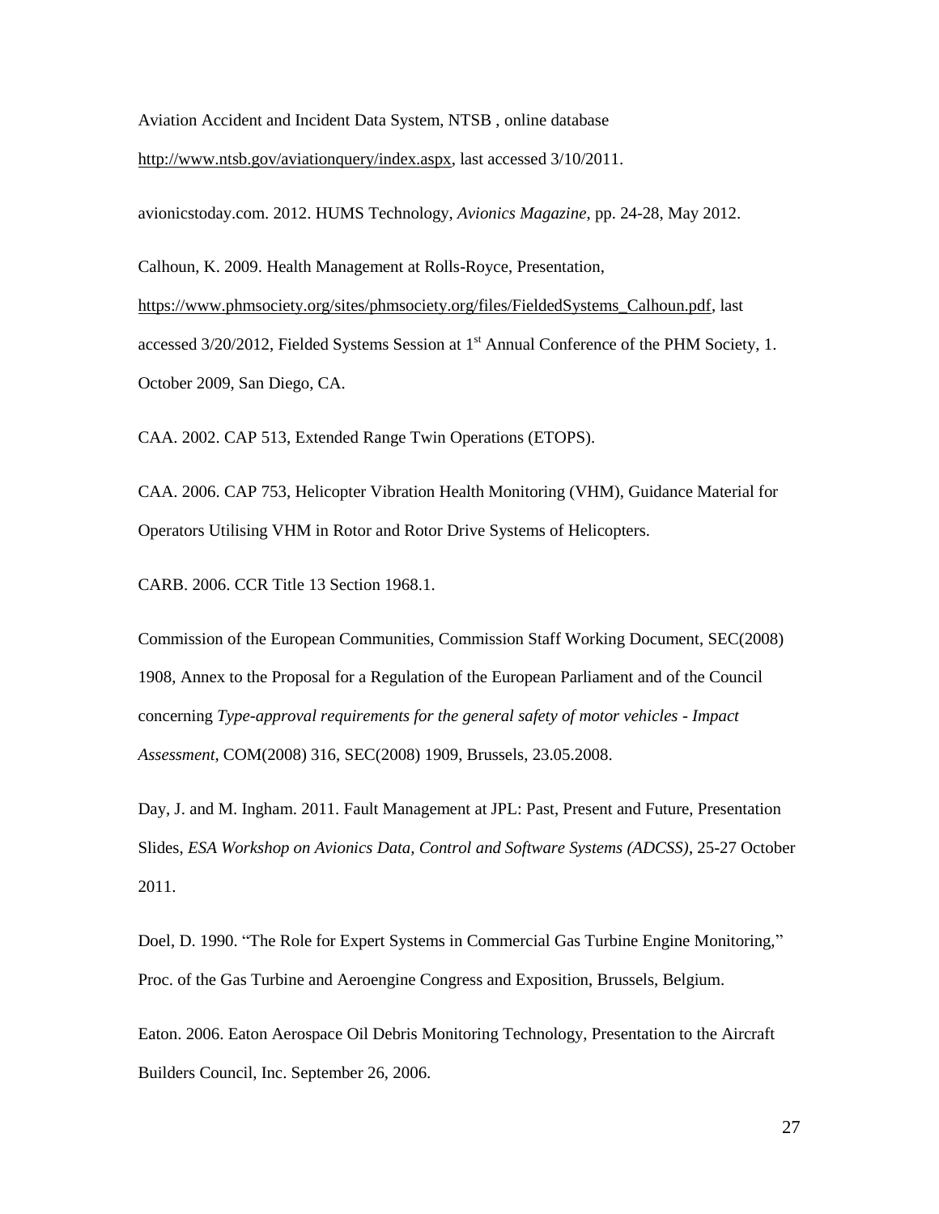Aviation Accident and Incident Data System, NTSB , online database http://www.ntsb.gov/aviationquery/index.aspx, last accessed 3/10/2011.

avionicstoday.com. 2012. HUMS Technology, *Avionics Magazine*, pp. 24-28, May 2012.

Calhoun, K. 2009. Health Management at Rolls-Royce, Presentation, https://www.phmsociety.org/sites/phmsociety.org/files/FieldedSystems_Calhoun.pdf, last accessed 3/20/2012, Fielded Systems Session at 1st Annual Conference of the PHM Society, 1. October 2009, San Diego, CA.

CAA. 2002. CAP 513, Extended Range Twin Operations (ETOPS).

CAA. 2006. CAP 753, Helicopter Vibration Health Monitoring (VHM), Guidance Material for Operators Utilising VHM in Rotor and Rotor Drive Systems of Helicopters.

CARB. 2006. CCR Title 13 Section 1968.1.

Commission of the European Communities, Commission Staff Working Document, SEC(2008) 1908, Annex to the Proposal for a Regulation of the European Parliament and of the Council concerning *Type-approval requirements for the general safety of motor vehicles - Impact Assessment*, COM(2008) 316, SEC(2008) 1909, Brussels, 23.05.2008.

Day, J. and M. Ingham. 2011. Fault Management at JPL: Past, Present and Future, Presentation Slides, *ESA Workshop on Avionics Data, Control and Software Systems (ADCSS)*, 25-27 October 2011.

Doel, D. 1990. "The Role for Expert Systems in Commercial Gas Turbine Engine Monitoring," Proc. of the Gas Turbine and Aeroengine Congress and Exposition, Brussels, Belgium.

Eaton. 2006. Eaton Aerospace Oil Debris Monitoring Technology, Presentation to the Aircraft Builders Council, Inc. September 26, 2006.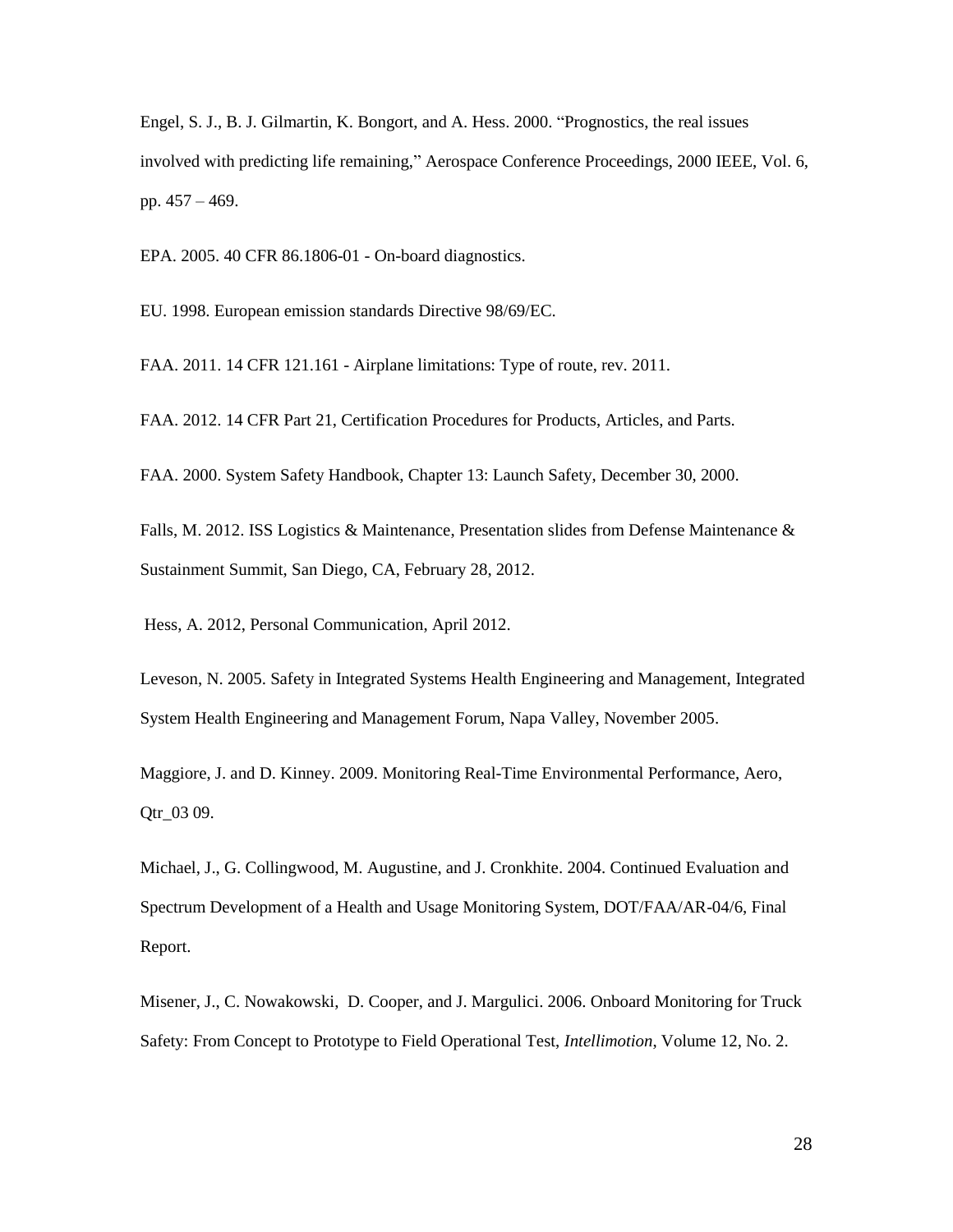Engel, S. J., B. J. Gilmartin, K. Bongort, and A. Hess. 2000. "Prognostics, the real issues involved with predicting life remaining," Aerospace Conference Proceedings, 2000 IEEE, Vol. 6, pp. 457 – 469.

EPA. 2005. 40 CFR 86.1806-01 - On-board diagnostics.

EU. 1998. European emission standards Directive 98/69/EC.

FAA. 2011. 14 CFR 121.161 - Airplane limitations: Type of route, rev. 2011.

FAA. 2012. 14 CFR Part 21, Certification Procedures for Products, Articles, and Parts.

FAA. 2000. System Safety Handbook, Chapter 13: Launch Safety, December 30, 2000.

Falls, M. 2012. ISS Logistics & Maintenance, Presentation slides from Defense Maintenance & Sustainment Summit, San Diego, CA, February 28, 2012.

Hess, A. 2012, Personal Communication, April 2012.

Leveson, N. 2005. Safety in Integrated Systems Health Engineering and Management, Integrated System Health Engineering and Management Forum, Napa Valley, November 2005.

Maggiore, J. and D. Kinney. 2009. Monitoring Real-Time Environmental Performance, Aero, Qtr_03 09.

Michael, J., G. Collingwood, M. Augustine, and J. Cronkhite. 2004. Continued Evaluation and Spectrum Development of a Health and Usage Monitoring System, DOT/FAA/AR-04/6, Final Report.

Misener, J., C. Nowakowski, D. Cooper, and J. Margulici. 2006. Onboard Monitoring for Truck Safety: From Concept to Prototype to Field Operational Test, *Intellimotion*, Volume 12, No. 2.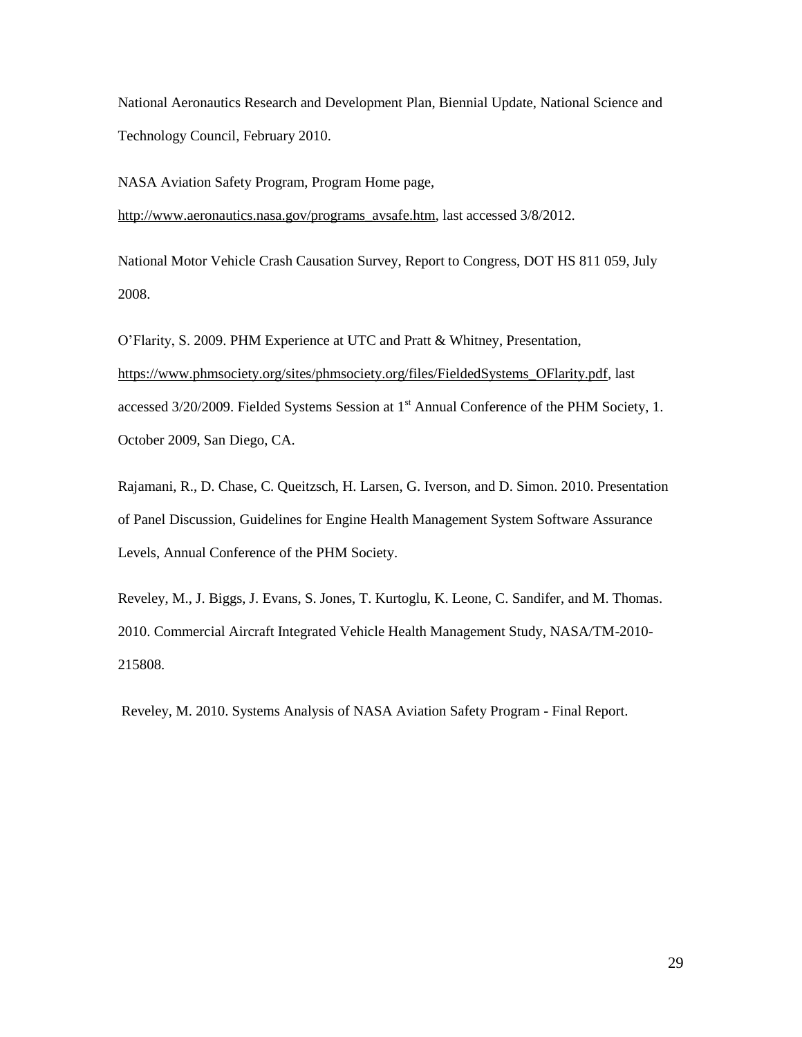National Aeronautics Research and Development Plan, Biennial Update, National Science and Technology Council, February 2010.

NASA Aviation Safety Program, Program Home page, http://www.aeronautics.nasa.gov/programs_avsafe.htm, last accessed 3/8/2012.

National Motor Vehicle Crash Causation Survey, Report to Congress, DOT HS 811 059, July 2008.

O'Flarity, S. 2009. PHM Experience at UTC and Pratt & Whitney, Presentation, https://www.phmsociety.org/sites/phmsociety.org/files/FieldedSystems_OFlarity.pdf, last accessed 3/20/2009. Fielded Systems Session at 1st Annual Conference of the PHM Society, 1. October 2009, San Diego, CA.

Rajamani, R., D. Chase, C. Queitzsch, H. Larsen, G. Iverson, and D. Simon. 2010. Presentation of Panel Discussion, Guidelines for Engine Health Management System Software Assurance Levels, Annual Conference of the PHM Society.

Reveley, M., J. Biggs, J. Evans, S. Jones, T. Kurtoglu, K. Leone, C. Sandifer, and M. Thomas. 2010. Commercial Aircraft Integrated Vehicle Health Management Study, NASA/TM-2010-215808.

Reveley, M. 2010. Systems Analysis of NASA Aviation Safety Program - Final Report.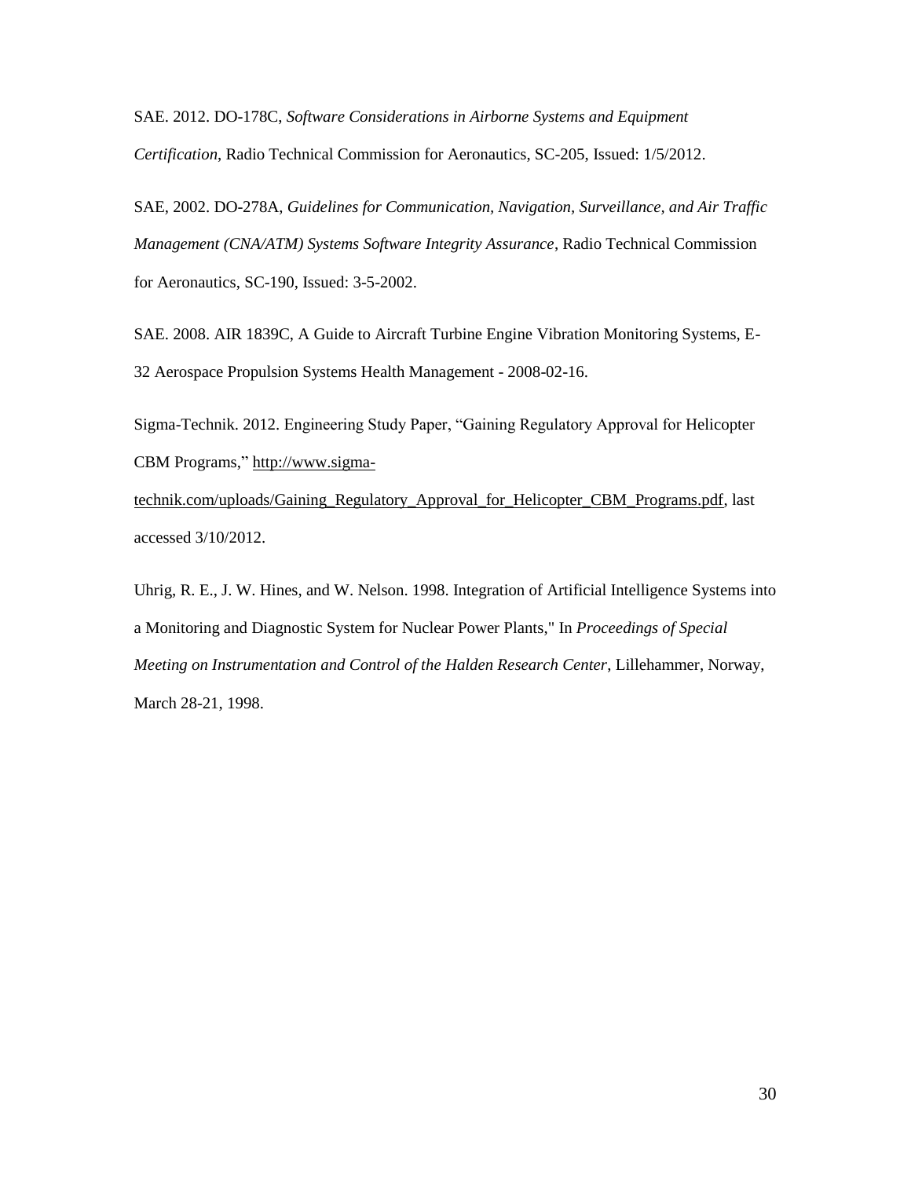SAE. 2012. DO-178C, *Software Considerations in Airborne Systems and Equipment Certification*, Radio Technical Commission for Aeronautics, SC-205, Issued: 1/5/2012.

SAE, 2002. DO-278A, *Guidelines for Communication, Navigation, Surveillance, and Air Traffic Management (CNA/ATM) Systems Software Integrity Assurance*, Radio Technical Commission for Aeronautics, SC-190, Issued: 3-5-2002.

SAE. 2008. AIR 1839C, A Guide to Aircraft Turbine Engine Vibration Monitoring Systems, E-32 Aerospace Propulsion Systems Health Management - 2008-02-16.

Sigma-Technik. 2012. Engineering Study Paper, "Gaining Regulatory Approval for Helicopter CBM Programs," http://www.sigma-technik.com/uploads/Gaining_Regulatory_Approval_for_Helicopter_CBM_Programs.pdf, last accessed 3/10/2012.

Uhrig, R. E., J. W. Hines, and W. Nelson. 1998. Integration of Artificial Intelligence Systems into a Monitoring and Diagnostic System for Nuclear Power Plants," In *Proceedings of Special Meeting on Instrumentation and Control of the Halden Research Center*, Lillehammer, Norway, March 28-21, 1998.